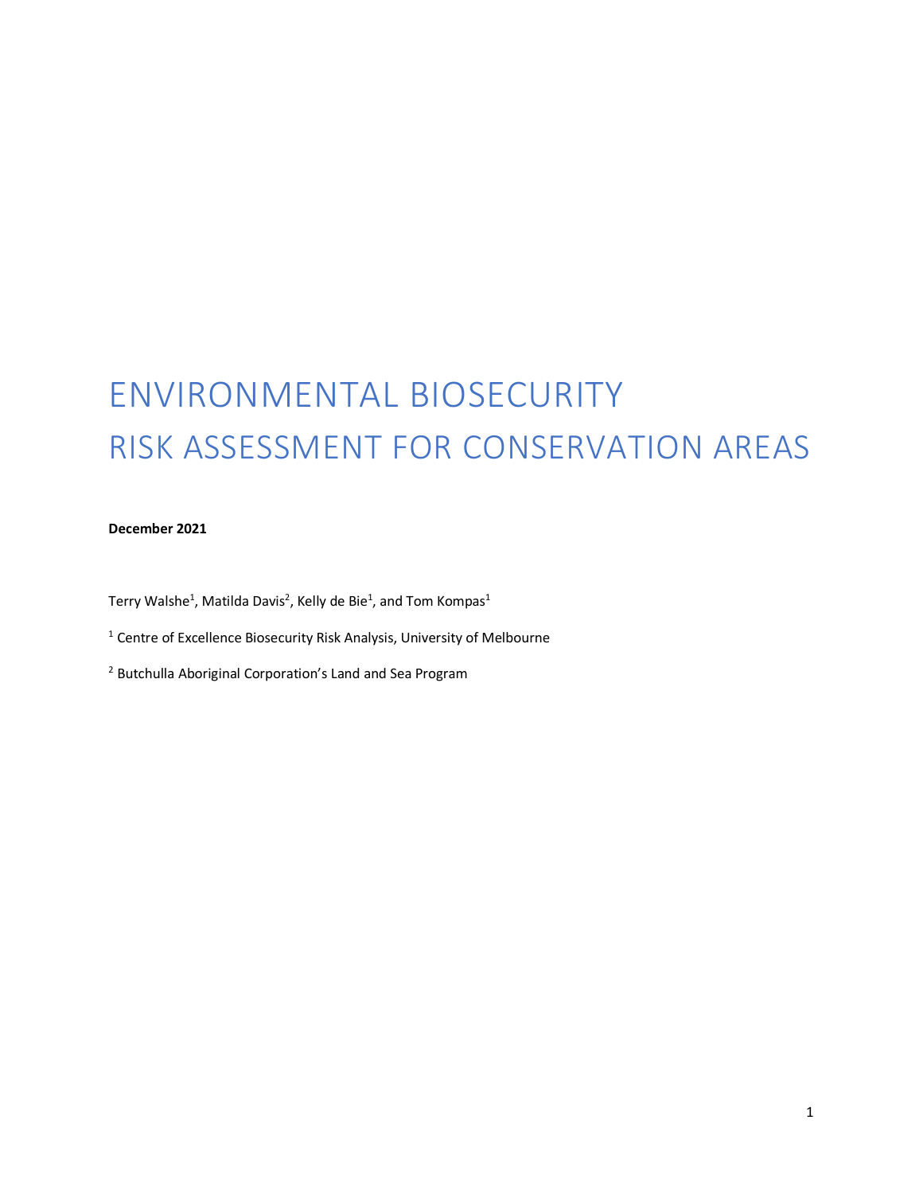# ENVIRONMENTAL BIOSECURITY
# RISK ASSESSMENT FOR CONSERVATION AREAS

**December 2021**

Terry Walshe[1], Matilda Davis[2], Kelly de Bie[1], and Tom Kompas[1]

[1] Centre of Excellence Biosecurity Risk Analysis, University of Melbourne

[2] Butchulla Aboriginal Corporation's Land and Sea Program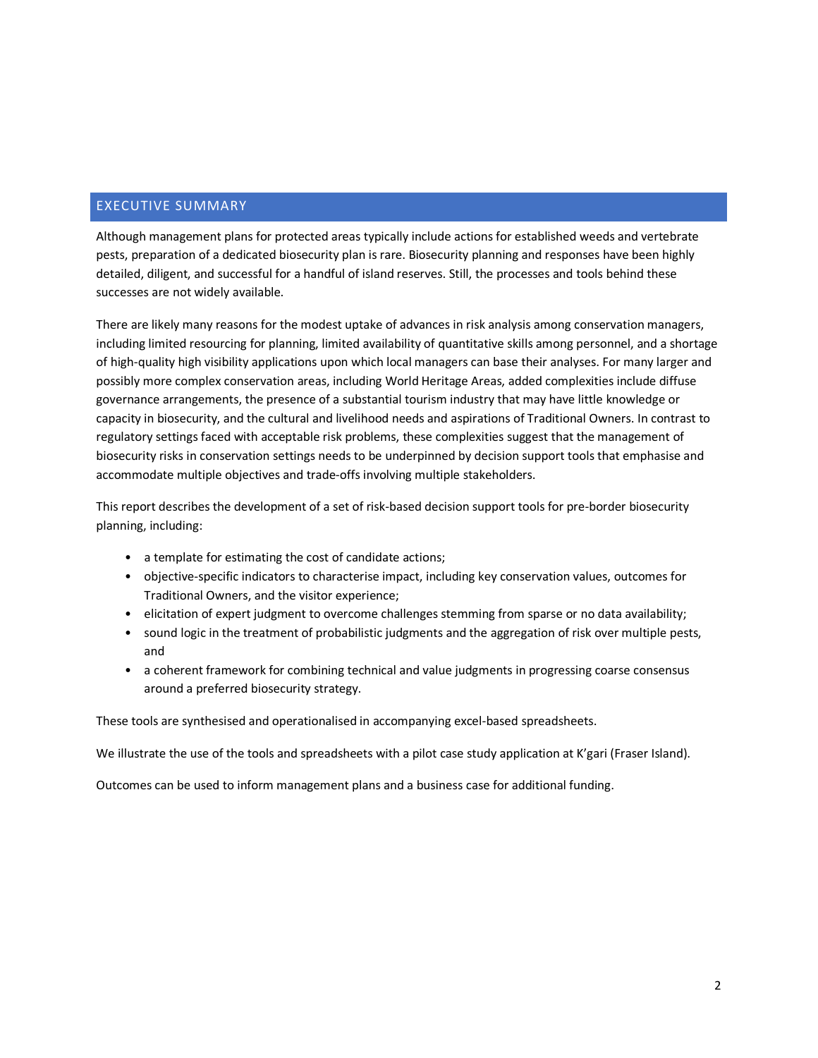## EXECUTIVE SUMMARY

Although management plans for protected areas typically include actions for established weeds and vertebrate pests, preparation of a dedicated biosecurity plan is rare. Biosecurity planning and responses have been highly detailed, diligent, and successful for a handful of island reserves. Still, the processes and tools behind these successes are not widely available.

There are likely many reasons for the modest uptake of advances in risk analysis among conservation managers, including limited resourcing for planning, limited availability of quantitative skills among personnel, and a shortage of high-quality high visibility applications upon which local managers can base their analyses. For many larger and possibly more complex conservation areas, including World Heritage Areas, added complexities include diffuse governance arrangements, the presence of a substantial tourism industry that may have little knowledge or capacity in biosecurity, and the cultural and livelihood needs and aspirations of Traditional Owners. In contrast to regulatory settings faced with acceptable risk problems, these complexities suggest that the management of biosecurity risks in conservation settings needs to be underpinned by decision support tools that emphasise and accommodate multiple objectives and trade-offs involving multiple stakeholders.

This report describes the development of a set of risk-based decision support tools for pre-border biosecurity planning, including:

- a template for estimating the cost of candidate actions;
- objective-specific indicators to characterise impact, including key conservation values, outcomes for Traditional Owners, and the visitor experience;
- elicitation of expert judgment to overcome challenges stemming from sparse or no data availability;
- sound logic in the treatment of probabilistic judgments and the aggregation of risk over multiple pests, and
- a coherent framework for combining technical and value judgments in progressing coarse consensus around a preferred biosecurity strategy.

These tools are synthesised and operationalised in accompanying excel-based spreadsheets.

We illustrate the use of the tools and spreadsheets with a pilot case study application at K'gari (Fraser Island).

Outcomes can be used to inform management plans and a business case for additional funding.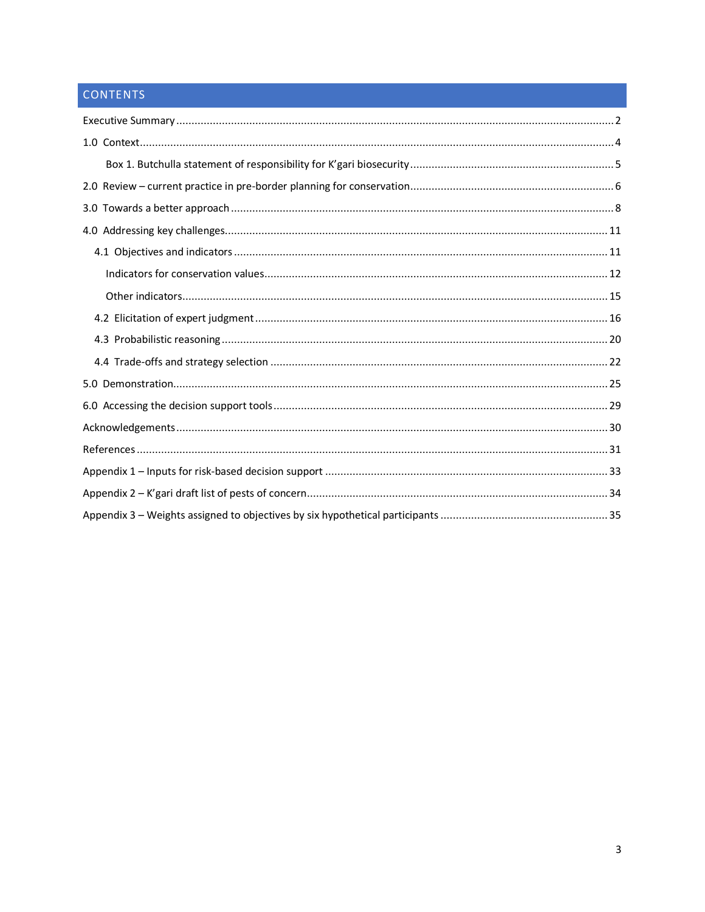## CONTENTS

Executive Summary ..... 2

1.0 Context ..... 4

Box 1. Butchulla statement of responsibility for K'gari biosecurity ..... 5

2.0 Review – current practice in pre-border planning for conservation ..... 6

3.0 Towards a better approach ..... 8

4.0 Addressing key challenges ..... 11

4.1 Objectives and indicators ..... 11

Indicators for conservation values ..... 12

Other indicators ..... 15

4.2 Elicitation of expert judgment ..... 16

4.3 Probabilistic reasoning ..... 20

4.4 Trade-offs and strategy selection ..... 22

5.0 Demonstration ..... 25

6.0 Accessing the decision support tools ..... 29

Acknowledgements ..... 30

References ..... 31

Appendix 1 – Inputs for risk-based decision support ..... 33

Appendix 2 – K'gari draft list of pests of concern ..... 34

Appendix 3 – Weights assigned to objectives by six hypothetical participants ..... 35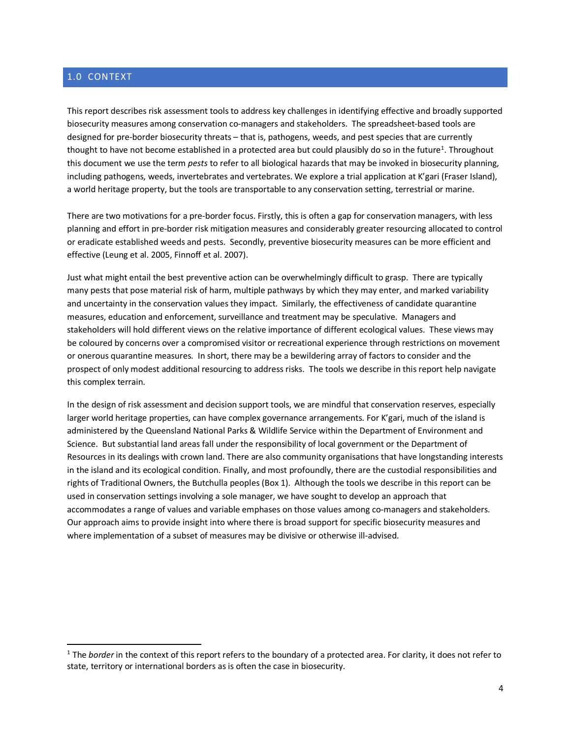## 1.0 CONTEXT

This report describes risk assessment tools to address key challenges in identifying effective and broadly supported biosecurity measures among conservation co-managers and stakeholders. The spreadsheet-based tools are designed for pre-border biosecurity threats – that is, pathogens, weeds, and pest species that are currently thought to have not become established in a protected area but could plausibly do so in the future[1]. Throughout this document we use the term *pests* to refer to all biological hazards that may be invoked in biosecurity planning, including pathogens, weeds, invertebrates and vertebrates. We explore a trial application at K'gari (Fraser Island), a world heritage property, but the tools are transportable to any conservation setting, terrestrial or marine.

There are two motivations for a pre-border focus. Firstly, this is often a gap for conservation managers, with less planning and effort in pre-border risk mitigation measures and considerably greater resourcing allocated to control or eradicate established weeds and pests. Secondly, preventive biosecurity measures can be more efficient and effective (Leung et al. 2005, Finnoff et al. 2007).

Just what might entail the best preventive action can be overwhelmingly difficult to grasp. There are typically many pests that pose material risk of harm, multiple pathways by which they may enter, and marked variability and uncertainty in the conservation values they impact. Similarly, the effectiveness of candidate quarantine measures, education and enforcement, surveillance and treatment may be speculative. Managers and stakeholders will hold different views on the relative importance of different ecological values. These views may be coloured by concerns over a compromised visitor or recreational experience through restrictions on movement or onerous quarantine measures. In short, there may be a bewildering array of factors to consider and the prospect of only modest additional resourcing to address risks. The tools we describe in this report help navigate this complex terrain.

In the design of risk assessment and decision support tools, we are mindful that conservation reserves, especially larger world heritage properties, can have complex governance arrangements. For K'gari, much of the island is administered by the Queensland National Parks & Wildlife Service within the Department of Environment and Science. But substantial land areas fall under the responsibility of local government or the Department of Resources in its dealings with crown land. There are also community organisations that have longstanding interests in the island and its ecological condition. Finally, and most profoundly, there are the custodial responsibilities and rights of Traditional Owners, the Butchulla peoples (Box 1). Although the tools we describe in this report can be used in conservation settings involving a sole manager, we have sought to develop an approach that accommodates a range of values and variable emphases on those values among co-managers and stakeholders. Our approach aims to provide insight into where there is broad support for specific biosecurity measures and where implementation of a subset of measures may be divisive or otherwise ill-advised.

---

[1] The *border* in the context of this report refers to the boundary of a protected area. For clarity, it does not refer to state, territory or international borders as is often the case in biosecurity.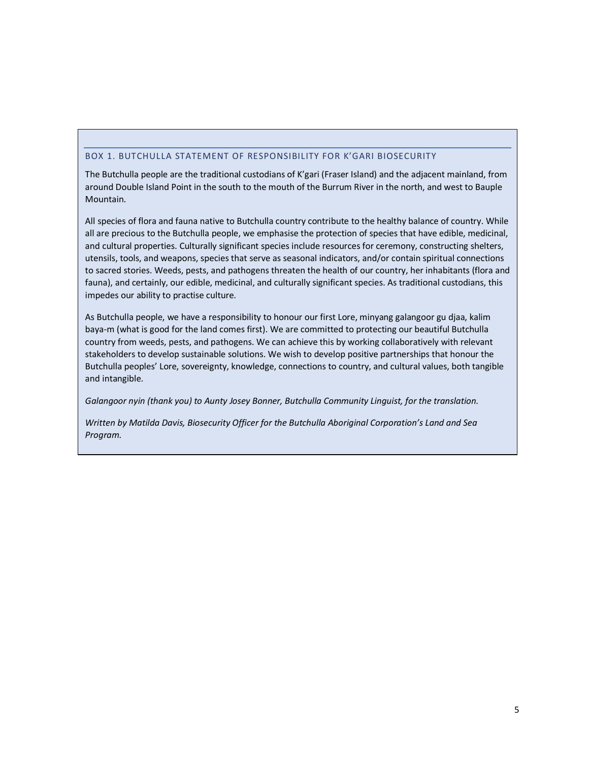### BOX 1. BUTCHULLA STATEMENT OF RESPONSIBILITY FOR K'GARI BIOSECURITY

The Butchulla people are the traditional custodians of K'gari (Fraser Island) and the adjacent mainland, from around Double Island Point in the south to the mouth of the Burrum River in the north, and west to Bauple Mountain.

All species of flora and fauna native to Butchulla country contribute to the healthy balance of country. While all are precious to the Butchulla people, we emphasise the protection of species that have edible, medicinal, and cultural properties. Culturally significant species include resources for ceremony, constructing shelters, utensils, tools, and weapons, species that serve as seasonal indicators, and/or contain spiritual connections to sacred stories. Weeds, pests, and pathogens threaten the health of our country, her inhabitants (flora and fauna), and certainly, our edible, medicinal, and culturally significant species. As traditional custodians, this impedes our ability to practise culture.

As Butchulla people, we have a responsibility to honour our first Lore, minyang galangoor gu djaa, kalim baya-m (what is good for the land comes first). We are committed to protecting our beautiful Butchulla country from weeds, pests, and pathogens. We can achieve this by working collaboratively with relevant stakeholders to develop sustainable solutions. We wish to develop positive partnerships that honour the Butchulla peoples' Lore, sovereignty, knowledge, connections to country, and cultural values, both tangible and intangible.

*Galangoor nyin (thank you) to Aunty Josey Bonner, Butchulla Community Linguist, for the translation.*

*Written by Matilda Davis, Biosecurity Officer for the Butchulla Aboriginal Corporation's Land and Sea Program.*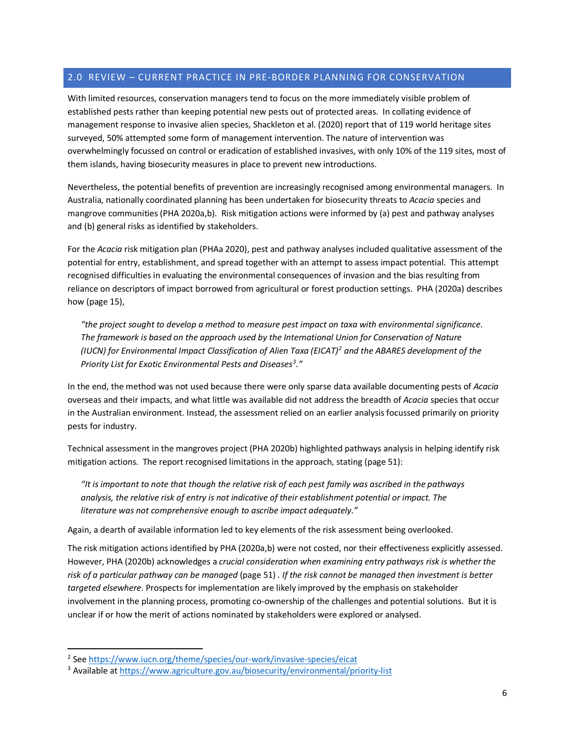## 2.0 REVIEW – CURRENT PRACTICE IN PRE-BORDER PLANNING FOR CONSERVATION

With limited resources, conservation managers tend to focus on the more immediately visible problem of established pests rather than keeping potential new pests out of protected areas. In collating evidence of management response to invasive alien species, Shackleton et al. (2020) report that of 119 world heritage sites surveyed, 50% attempted some form of management intervention. The nature of intervention was overwhelmingly focussed on control or eradication of established invasives, with only 10% of the 119 sites, most of them islands, having biosecurity measures in place to prevent new introductions.

Nevertheless, the potential benefits of prevention are increasingly recognised among environmental managers. In Australia, nationally coordinated planning has been undertaken for biosecurity threats to *Acacia* species and mangrove communities (PHA 2020a,b). Risk mitigation actions were informed by (a) pest and pathway analyses and (b) general risks as identified by stakeholders.

For the *Acacia* risk mitigation plan (PHAa 2020), pest and pathway analyses included qualitative assessment of the potential for entry, establishment, and spread together with an attempt to assess impact potential. This attempt recognised difficulties in evaluating the environmental consequences of invasion and the bias resulting from reliance on descriptors of impact borrowed from agricultural or forest production settings. PHA (2020a) describes how (page 15),

> *"the project sought to develop a method to measure pest impact on taxa with environmental significance. The framework is based on the approach used by the International Union for Conservation of Nature (IUCN) for Environmental Impact Classification of Alien Taxa (EICAT)[2] and the ABARES development of the Priority List for Exotic Environmental Pests and Diseases[3]."*

In the end, the method was not used because there were only sparse data available documenting pests of *Acacia* overseas and their impacts, and what little was available did not address the breadth of *Acacia* species that occur in the Australian environment. Instead, the assessment relied on an earlier analysis focussed primarily on priority pests for industry.

Technical assessment in the mangroves project (PHA 2020b) highlighted pathways analysis in helping identify risk mitigation actions. The report recognised limitations in the approach, stating (page 51):

> *"It is important to note that though the relative risk of each pest family was ascribed in the pathways analysis, the relative risk of entry is not indicative of their establishment potential or impact. The literature was not comprehensive enough to ascribe impact adequately."*

Again, a dearth of available information led to key elements of the risk assessment being overlooked.

The risk mitigation actions identified by PHA (2020a,b) were not costed, nor their effectiveness explicitly assessed. However, PHA (2020b) acknowledges a *crucial consideration when examining entry pathways risk is whether the risk of a particular pathway can be managed* (page 51) . *If the risk cannot be managed then investment is better targeted elsewhere*. Prospects for implementation are likely improved by the emphasis on stakeholder involvement in the planning process, promoting co-ownership of the challenges and potential solutions. But it is unclear if or how the merit of actions nominated by stakeholders were explored or analysed.

---

[2] See https://www.iucn.org/theme/species/our-work/invasive-species/eicat

[3] Available at https://www.agriculture.gov.au/biosecurity/environmental/priority-list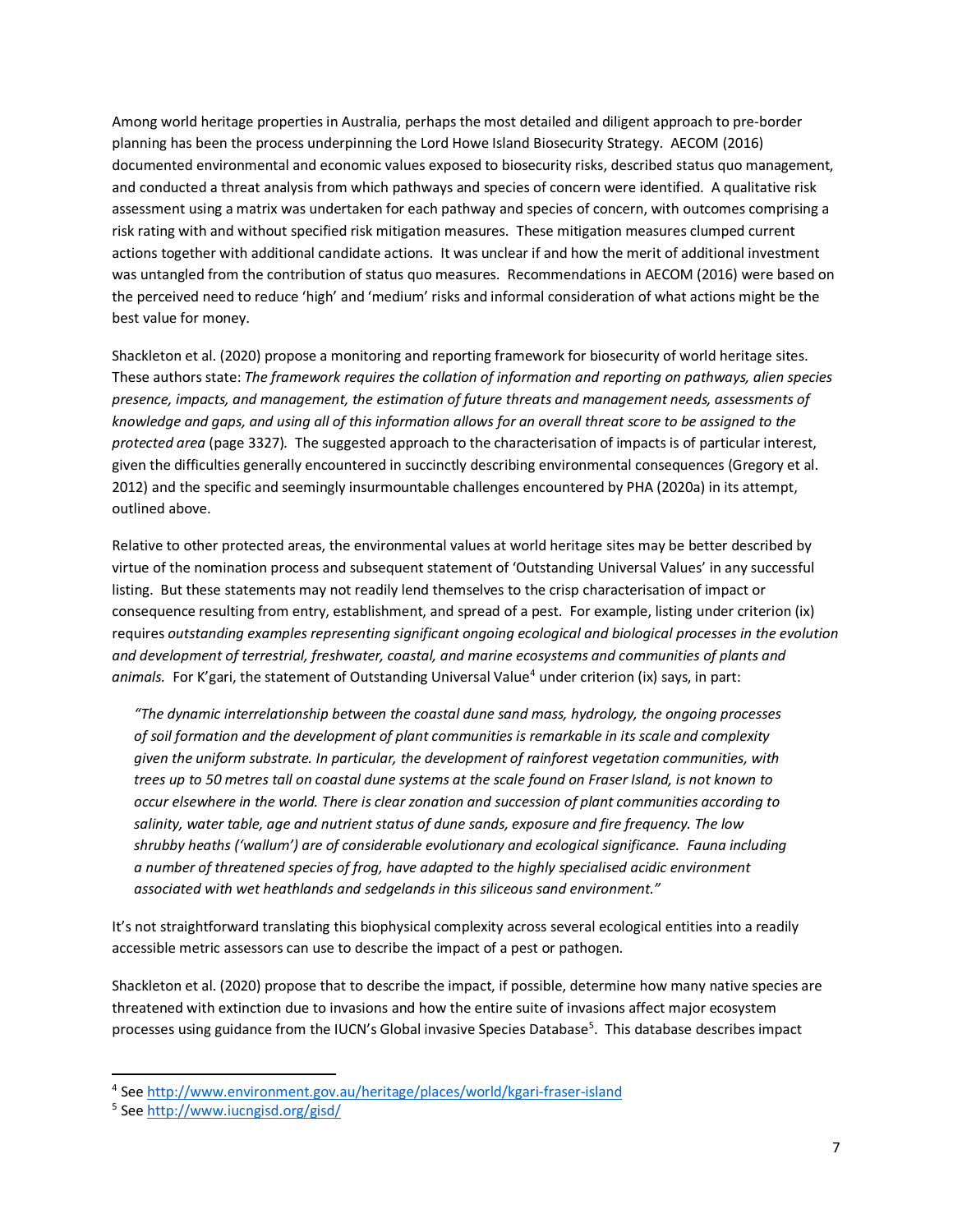Among world heritage properties in Australia, perhaps the most detailed and diligent approach to pre-border planning has been the process underpinning the Lord Howe Island Biosecurity Strategy. AECOM (2016) documented environmental and economic values exposed to biosecurity risks, described status quo management, and conducted a threat analysis from which pathways and species of concern were identified. A qualitative risk assessment using a matrix was undertaken for each pathway and species of concern, with outcomes comprising a risk rating with and without specified risk mitigation measures. These mitigation measures clumped current actions together with additional candidate actions. It was unclear if and how the merit of additional investment was untangled from the contribution of status quo measures. Recommendations in AECOM (2016) were based on the perceived need to reduce 'high' and 'medium' risks and informal consideration of what actions might be the best value for money.

Shackleton et al. (2020) propose a monitoring and reporting framework for biosecurity of world heritage sites. These authors state: *The framework requires the collation of information and reporting on pathways, alien species presence, impacts, and management, the estimation of future threats and management needs, assessments of knowledge and gaps, and using all of this information allows for an overall threat score to be assigned to the protected area* (page 3327). The suggested approach to the characterisation of impacts is of particular interest, given the difficulties generally encountered in succinctly describing environmental consequences (Gregory et al. 2012) and the specific and seemingly insurmountable challenges encountered by PHA (2020a) in its attempt, outlined above.

Relative to other protected areas, the environmental values at world heritage sites may be better described by virtue of the nomination process and subsequent statement of 'Outstanding Universal Values' in any successful listing. But these statements may not readily lend themselves to the crisp characterisation of impact or consequence resulting from entry, establishment, and spread of a pest. For example, listing under criterion (ix) requires *outstanding examples representing significant ongoing ecological and biological processes in the evolution and development of terrestrial, freshwater, coastal, and marine ecosystems and communities of plants and animals.* For K'gari, the statement of Outstanding Universal Value[4] under criterion (ix) says, in part:

> *"The dynamic interrelationship between the coastal dune sand mass, hydrology, the ongoing processes of soil formation and the development of plant communities is remarkable in its scale and complexity given the uniform substrate. In particular, the development of rainforest vegetation communities, with trees up to 50 metres tall on coastal dune systems at the scale found on Fraser Island, is not known to occur elsewhere in the world. There is clear zonation and succession of plant communities according to salinity, water table, age and nutrient status of dune sands, exposure and fire frequency. The low shrubby heaths ('wallum') are of considerable evolutionary and ecological significance. Fauna including a number of threatened species of frog, have adapted to the highly specialised acidic environment associated with wet heathlands and sedgelands in this siliceous sand environment."*

It's not straightforward translating this biophysical complexity across several ecological entities into a readily accessible metric assessors can use to describe the impact of a pest or pathogen.

Shackleton et al. (2020) propose that to describe the impact, if possible, determine how many native species are threatened with extinction due to invasions and how the entire suite of invasions affect major ecosystem processes using guidance from the IUCN's Global invasive Species Database[5]. This database describes impact

---

[4] See http://www.environment.gov.au/heritage/places/world/kgari-fraser-island

[5] See http://www.iucngisd.org/gisd/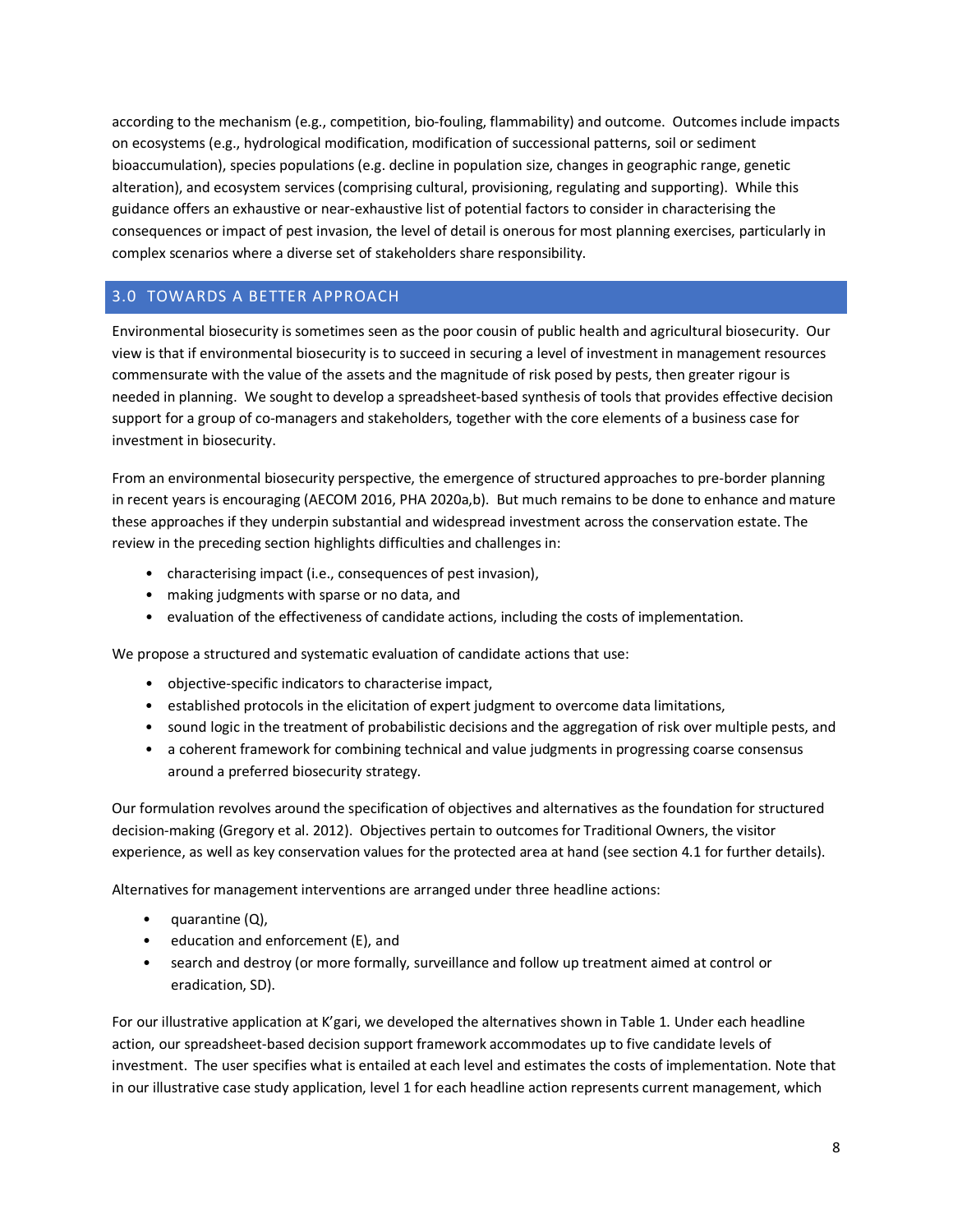according to the mechanism (e.g., competition, bio-fouling, flammability) and outcome. Outcomes include impacts on ecosystems (e.g., hydrological modification, modification of successional patterns, soil or sediment bioaccumulation), species populations (e.g. decline in population size, changes in geographic range, genetic alteration), and ecosystem services (comprising cultural, provisioning, regulating and supporting). While this guidance offers an exhaustive or near-exhaustive list of potential factors to consider in characterising the consequences or impact of pest invasion, the level of detail is onerous for most planning exercises, particularly in complex scenarios where a diverse set of stakeholders share responsibility.

## 3.0 TOWARDS A BETTER APPROACH

Environmental biosecurity is sometimes seen as the poor cousin of public health and agricultural biosecurity. Our view is that if environmental biosecurity is to succeed in securing a level of investment in management resources commensurate with the value of the assets and the magnitude of risk posed by pests, then greater rigour is needed in planning. We sought to develop a spreadsheet-based synthesis of tools that provides effective decision support for a group of co-managers and stakeholders, together with the core elements of a business case for investment in biosecurity.

From an environmental biosecurity perspective, the emergence of structured approaches to pre-border planning in recent years is encouraging (AECOM 2016, PHA 2020a,b). But much remains to be done to enhance and mature these approaches if they underpin substantial and widespread investment across the conservation estate. The review in the preceding section highlights difficulties and challenges in:

- characterising impact (i.e., consequences of pest invasion),
- making judgments with sparse or no data, and
- evaluation of the effectiveness of candidate actions, including the costs of implementation.

We propose a structured and systematic evaluation of candidate actions that use:

- objective-specific indicators to characterise impact,
- established protocols in the elicitation of expert judgment to overcome data limitations,
- sound logic in the treatment of probabilistic decisions and the aggregation of risk over multiple pests, and
- a coherent framework for combining technical and value judgments in progressing coarse consensus around a preferred biosecurity strategy.

Our formulation revolves around the specification of objectives and alternatives as the foundation for structured decision-making (Gregory et al. 2012). Objectives pertain to outcomes for Traditional Owners, the visitor experience, as well as key conservation values for the protected area at hand (see section 4.1 for further details).

Alternatives for management interventions are arranged under three headline actions:

- quarantine (Q),
- education and enforcement (E), and
- search and destroy (or more formally, surveillance and follow up treatment aimed at control or eradication, SD).

For our illustrative application at K'gari, we developed the alternatives shown in Table 1. Under each headline action, our spreadsheet-based decision support framework accommodates up to five candidate levels of investment. The user specifies what is entailed at each level and estimates the costs of implementation. Note that in our illustrative case study application, level 1 for each headline action represents current management, which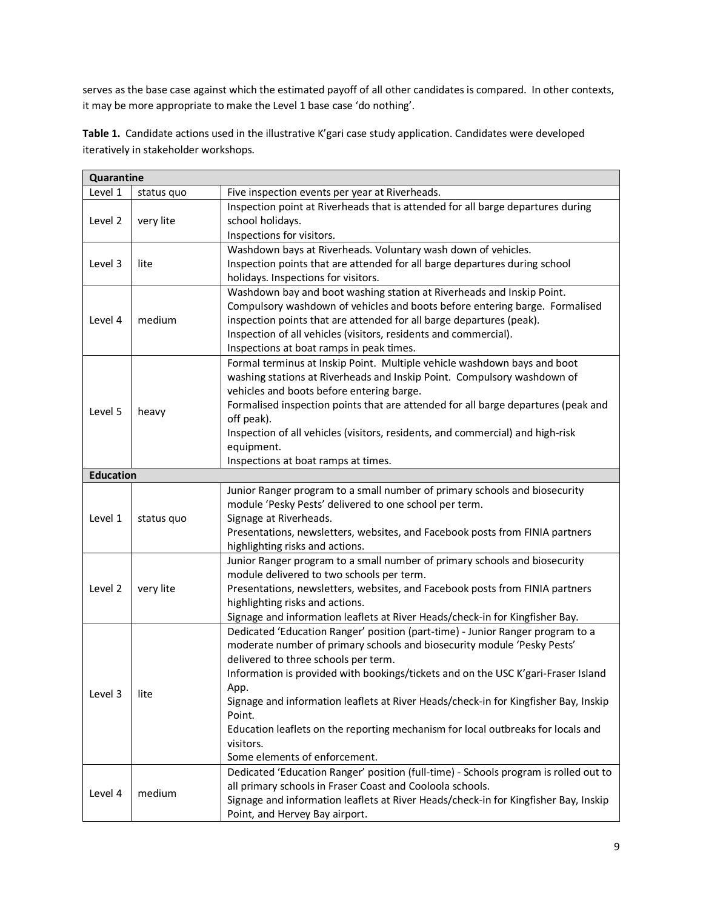serves as the base case against which the estimated payoff of all other candidates is compared. In other contexts, it may be more appropriate to make the Level 1 base case 'do nothing'.

**Table 1.** Candidate actions used in the illustrative K'gari case study application. Candidates were developed iteratively in stakeholder workshops.

| | | |
|---|---|---|
| **Quarantine** | | |
| Level 1 | status quo | Five inspection events per year at Riverheads. |
| Level 2 | very lite | Inspection point at Riverheads that is attended for all barge departures during school holidays.<br>Inspections for visitors. |
| Level 3 | lite | Washdown bays at Riverheads. Voluntary wash down of vehicles.<br>Inspection points that are attended for all barge departures during school holidays. Inspections for visitors. |
| Level 4 | medium | Washdown bay and boot washing station at Riverheads and Inskip Point.<br>Compulsory washdown of vehicles and boots before entering barge. Formalised inspection points that are attended for all barge departures (peak).<br>Inspection of all vehicles (visitors, residents and commercial).<br>Inspections at boat ramps in peak times. |
| Level 5 | heavy | Formal terminus at Inskip Point. Multiple vehicle washdown bays and boot washing stations at Riverheads and Inskip Point. Compulsory washdown of vehicles and boots before entering barge.<br>Formalised inspection points that are attended for all barge departures (peak and off peak).<br>Inspection of all vehicles (visitors, residents, and commercial) and high-risk equipment.<br>Inspections at boat ramps at times. |
| **Education** | | |
| Level 1 | status quo | Junior Ranger program to a small number of primary schools and biosecurity module 'Pesky Pests' delivered to one school per term.<br>Signage at Riverheads.<br>Presentations, newsletters, websites, and Facebook posts from FINIA partners highlighting risks and actions. |
| Level 2 | very lite | Junior Ranger program to a small number of primary schools and biosecurity module delivered to two schools per term.<br>Presentations, newsletters, websites, and Facebook posts from FINIA partners highlighting risks and actions.<br>Signage and information leaflets at River Heads/check-in for Kingfisher Bay. |
| Level 3 | lite | Dedicated 'Education Ranger' position (part-time) - Junior Ranger program to a moderate number of primary schools and biosecurity module 'Pesky Pests' delivered to three schools per term.<br>Information is provided with bookings/tickets and on the USC K'gari-Fraser Island App.<br>Signage and information leaflets at River Heads/check-in for Kingfisher Bay, Inskip Point.<br>Education leaflets on the reporting mechanism for local outbreaks for locals and visitors.<br>Some elements of enforcement. |
| Level 4 | medium | Dedicated 'Education Ranger' position (full-time) - Schools program is rolled out to all primary schools in Fraser Coast and Cooloola schools.<br>Signage and information leaflets at River Heads/check-in for Kingfisher Bay, Inskip Point, and Hervey Bay airport. |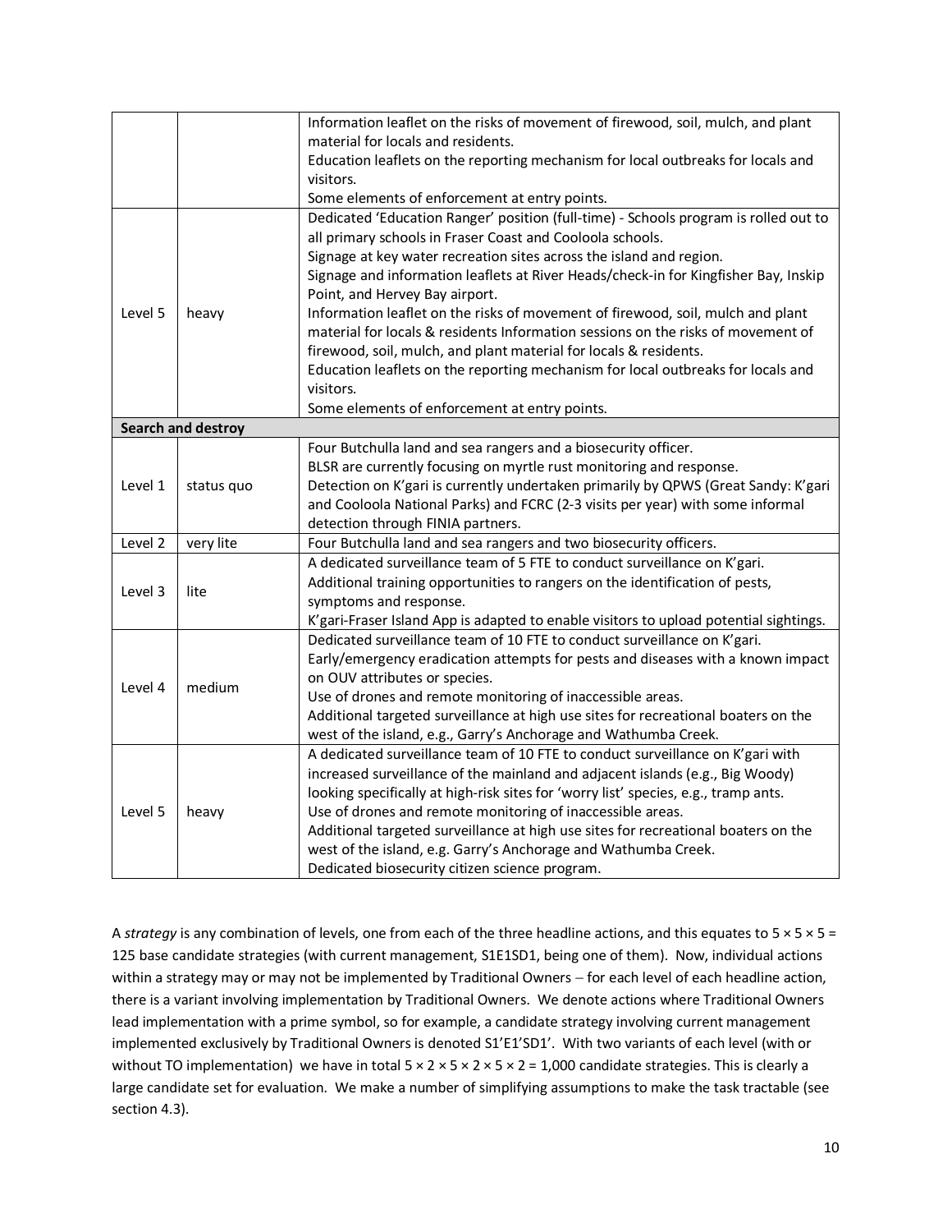| | | |
|---|---|---|
| | | Information leaflet on the risks of movement of firewood, soil, mulch, and plant material for locals and residents.<br>Education leaflets on the reporting mechanism for local outbreaks for locals and visitors.<br>Some elements of enforcement at entry points. |
| Level 5 | heavy | Dedicated 'Education Ranger' position (full-time) - Schools program is rolled out to all primary schools in Fraser Coast and Cooloola schools.<br>Signage at key water recreation sites across the island and region.<br>Signage and information leaflets at River Heads/check-in for Kingfisher Bay, Inskip Point, and Hervey Bay airport.<br>Information leaflet on the risks of movement of firewood, soil, mulch and plant material for locals & residents Information sessions on the risks of movement of firewood, soil, mulch, and plant material for locals & residents.<br>Education leaflets on the reporting mechanism for local outbreaks for locals and visitors.<br>Some elements of enforcement at entry points. |
| **Search and destroy** | | |
| Level 1 | status quo | Four Butchulla land and sea rangers and a biosecurity officer.<br>BLSR are currently focusing on myrtle rust monitoring and response.<br>Detection on K'gari is currently undertaken primarily by QPWS (Great Sandy: K'gari and Cooloola National Parks) and FCRC (2-3 visits per year) with some informal detection through FINIA partners. |
| Level 2 | very lite | Four Butchulla land and sea rangers and two biosecurity officers. |
| Level 3 | lite | A dedicated surveillance team of 5 FTE to conduct surveillance on K'gari.<br>Additional training opportunities to rangers on the identification of pests, symptoms and response.<br>K'gari-Fraser Island App is adapted to enable visitors to upload potential sightings. |
| Level 4 | medium | Dedicated surveillance team of 10 FTE to conduct surveillance on K'gari.<br>Early/emergency eradication attempts for pests and diseases with a known impact on OUV attributes or species.<br>Use of drones and remote monitoring of inaccessible areas.<br>Additional targeted surveillance at high use sites for recreational boaters on the west of the island, e.g., Garry's Anchorage and Wathumba Creek. |
| Level 5 | heavy | A dedicated surveillance team of 10 FTE to conduct surveillance on K'gari with increased surveillance of the mainland and adjacent islands (e.g., Big Woody) looking specifically at high-risk sites for 'worry list' species, e.g., tramp ants.<br>Use of drones and remote monitoring of inaccessible areas.<br>Additional targeted surveillance at high use sites for recreational boaters on the west of the island, e.g. Garry's Anchorage and Wathumba Creek.<br>Dedicated biosecurity citizen science program. |

A *strategy* is any combination of levels, one from each of the three headline actions, and this equates to 5 × 5 × 5 = 125 base candidate strategies (with current management, S1E1SD1, being one of them). Now, individual actions within a strategy may or may not be implemented by Traditional Owners – for each level of each headline action, there is a variant involving implementation by Traditional Owners. We denote actions where Traditional Owners lead implementation with a prime symbol, so for example, a candidate strategy involving current management implemented exclusively by Traditional Owners is denoted S1'E1'SD1'. With two variants of each level (with or without TO implementation) we have in total 5 × 2 × 5 × 2 × 5 × 2 = 1,000 candidate strategies. This is clearly a large candidate set for evaluation. We make a number of simplifying assumptions to make the task tractable (see section 4.3).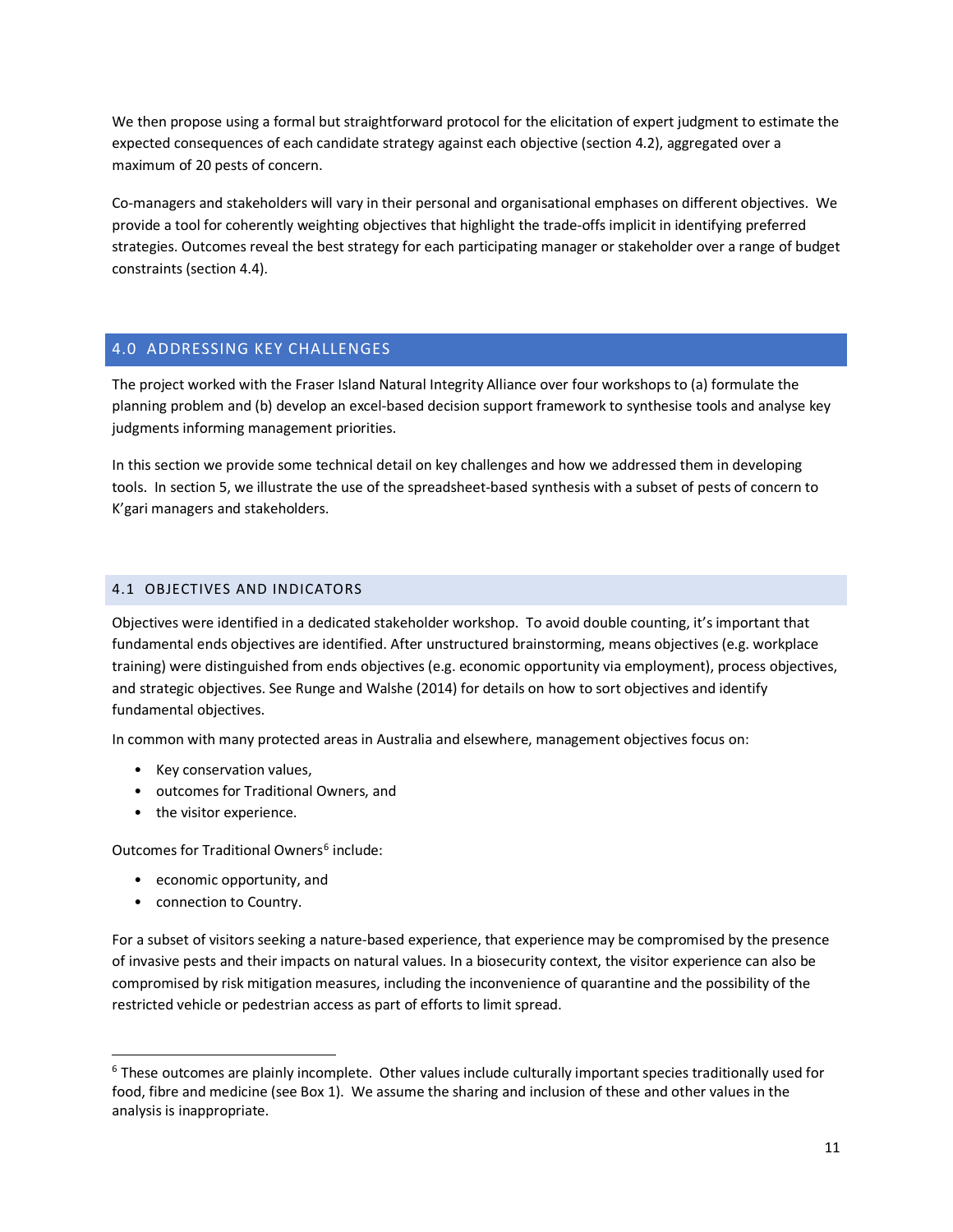We then propose using a formal but straightforward protocol for the elicitation of expert judgment to estimate the expected consequences of each candidate strategy against each objective (section 4.2), aggregated over a maximum of 20 pests of concern.

Co-managers and stakeholders will vary in their personal and organisational emphases on different objectives. We provide a tool for coherently weighting objectives that highlight the trade-offs implicit in identifying preferred strategies. Outcomes reveal the best strategy for each participating manager or stakeholder over a range of budget constraints (section 4.4).

## 4.0 ADDRESSING KEY CHALLENGES

The project worked with the Fraser Island Natural Integrity Alliance over four workshops to (a) formulate the planning problem and (b) develop an excel-based decision support framework to synthesise tools and analyse key judgments informing management priorities.

In this section we provide some technical detail on key challenges and how we addressed them in developing tools. In section 5, we illustrate the use of the spreadsheet-based synthesis with a subset of pests of concern to K'gari managers and stakeholders.

### 4.1 OBJECTIVES AND INDICATORS

Objectives were identified in a dedicated stakeholder workshop. To avoid double counting, it's important that fundamental ends objectives are identified. After unstructured brainstorming, means objectives (e.g. workplace training) were distinguished from ends objectives (e.g. economic opportunity via employment), process objectives, and strategic objectives. See Runge and Walshe (2014) for details on how to sort objectives and identify fundamental objectives.

In common with many protected areas in Australia and elsewhere, management objectives focus on:

- Key conservation values,
- outcomes for Traditional Owners, and
- the visitor experience.

Outcomes for Traditional Owners[6] include:

- economic opportunity, and
- connection to Country.

For a subset of visitors seeking a nature-based experience, that experience may be compromised by the presence of invasive pests and their impacts on natural values. In a biosecurity context, the visitor experience can also be compromised by risk mitigation measures, including the inconvenience of quarantine and the possibility of the restricted vehicle or pedestrian access as part of efforts to limit spread.

---

[6] These outcomes are plainly incomplete. Other values include culturally important species traditionally used for food, fibre and medicine (see Box 1). We assume the sharing and inclusion of these and other values in the analysis is inappropriate.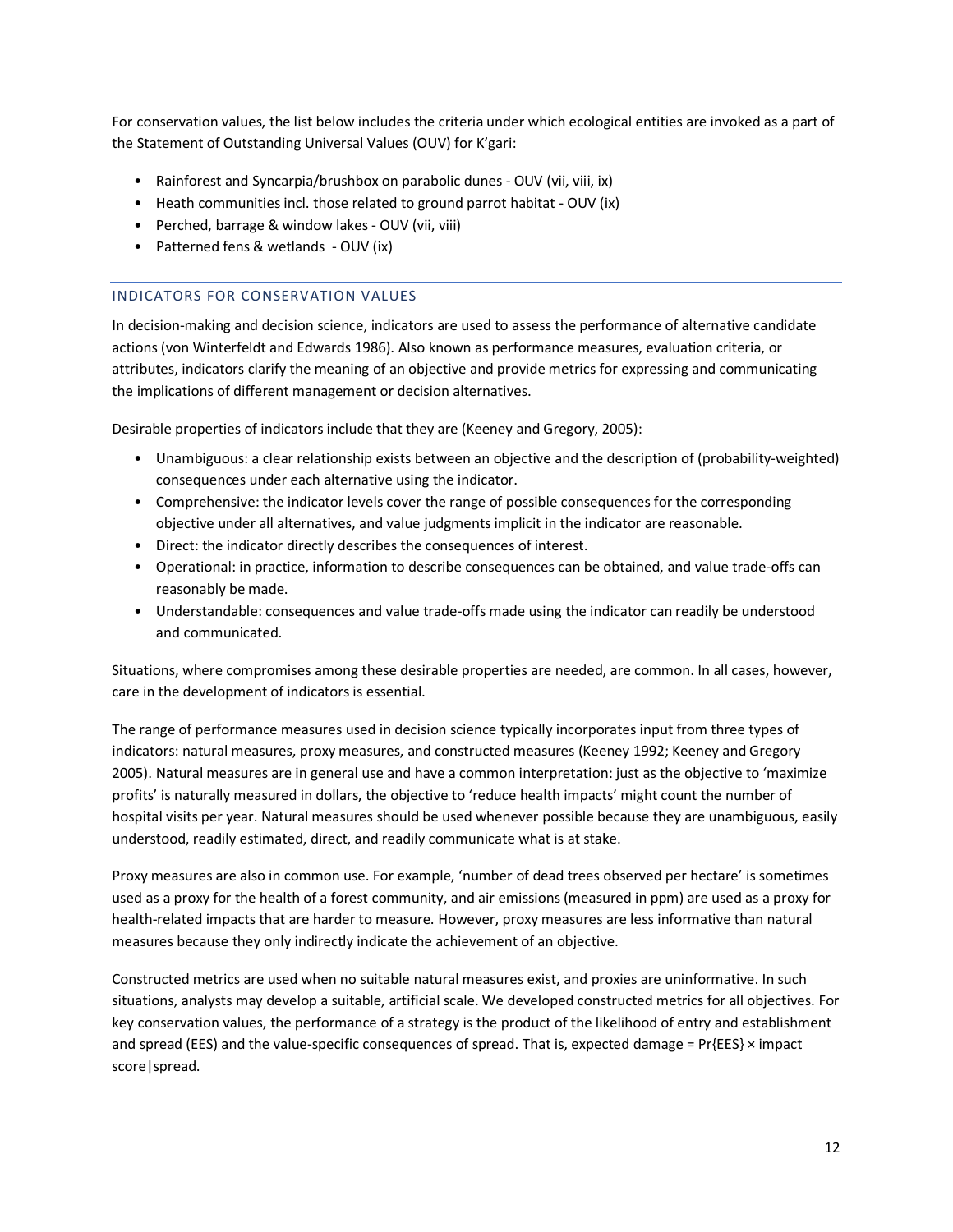For conservation values, the list below includes the criteria under which ecological entities are invoked as a part of the Statement of Outstanding Universal Values (OUV) for K'gari:

- Rainforest and Syncarpia/brushbox on parabolic dunes - OUV (vii, viii, ix)
- Heath communities incl. those related to ground parrot habitat - OUV (ix)
- Perched, barrage & window lakes - OUV (vii, viii)
- Patterned fens & wetlands - OUV (ix)

## INDICATORS FOR CONSERVATION VALUES

In decision-making and decision science, indicators are used to assess the performance of alternative candidate actions (von Winterfeldt and Edwards 1986). Also known as performance measures, evaluation criteria, or attributes, indicators clarify the meaning of an objective and provide metrics for expressing and communicating the implications of different management or decision alternatives.

Desirable properties of indicators include that they are (Keeney and Gregory, 2005):

- Unambiguous: a clear relationship exists between an objective and the description of (probability-weighted) consequences under each alternative using the indicator.
- Comprehensive: the indicator levels cover the range of possible consequences for the corresponding objective under all alternatives, and value judgments implicit in the indicator are reasonable.
- Direct: the indicator directly describes the consequences of interest.
- Operational: in practice, information to describe consequences can be obtained, and value trade-offs can reasonably be made.
- Understandable: consequences and value trade-offs made using the indicator can readily be understood and communicated.

Situations, where compromises among these desirable properties are needed, are common. In all cases, however, care in the development of indicators is essential.

The range of performance measures used in decision science typically incorporates input from three types of indicators: natural measures, proxy measures, and constructed measures (Keeney 1992; Keeney and Gregory 2005). Natural measures are in general use and have a common interpretation: just as the objective to 'maximize profits' is naturally measured in dollars, the objective to 'reduce health impacts' might count the number of hospital visits per year. Natural measures should be used whenever possible because they are unambiguous, easily understood, readily estimated, direct, and readily communicate what is at stake.

Proxy measures are also in common use. For example, 'number of dead trees observed per hectare' is sometimes used as a proxy for the health of a forest community, and air emissions (measured in ppm) are used as a proxy for health-related impacts that are harder to measure. However, proxy measures are less informative than natural measures because they only indirectly indicate the achievement of an objective.

Constructed metrics are used when no suitable natural measures exist, and proxies are uninformative. In such situations, analysts may develop a suitable, artificial scale. We developed constructed metrics for all objectives. For key conservation values, the performance of a strategy is the product of the likelihood of entry and establishment and spread (EES) and the value-specific consequences of spread. That is, expected damage = $\Pr\{EES\} \times$ impact score|spread.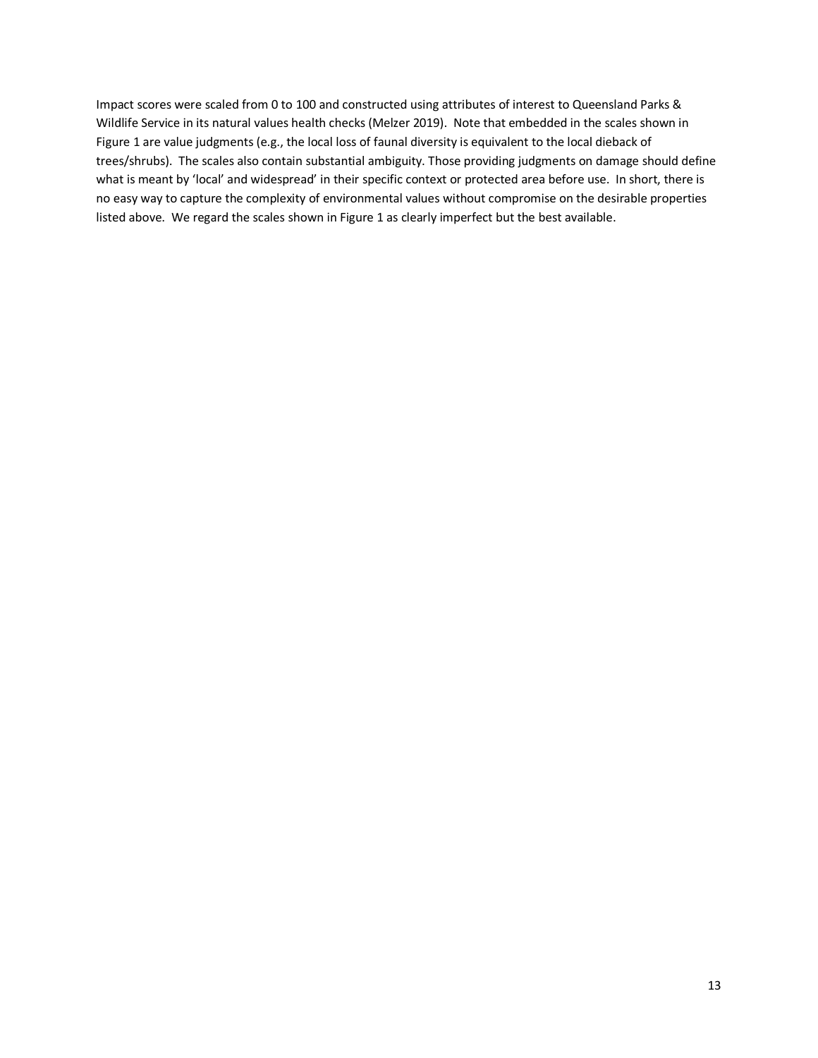Impact scores were scaled from 0 to 100 and constructed using attributes of interest to Queensland Parks & Wildlife Service in its natural values health checks (Melzer 2019). Note that embedded in the scales shown in Figure 1 are value judgments (e.g., the local loss of faunal diversity is equivalent to the local dieback of trees/shrubs). The scales also contain substantial ambiguity. Those providing judgments on damage should define what is meant by 'local' and widespread' in their specific context or protected area before use. In short, there is no easy way to capture the complexity of environmental values without compromise on the desirable properties listed above. We regard the scales shown in Figure 1 as clearly imperfect but the best available.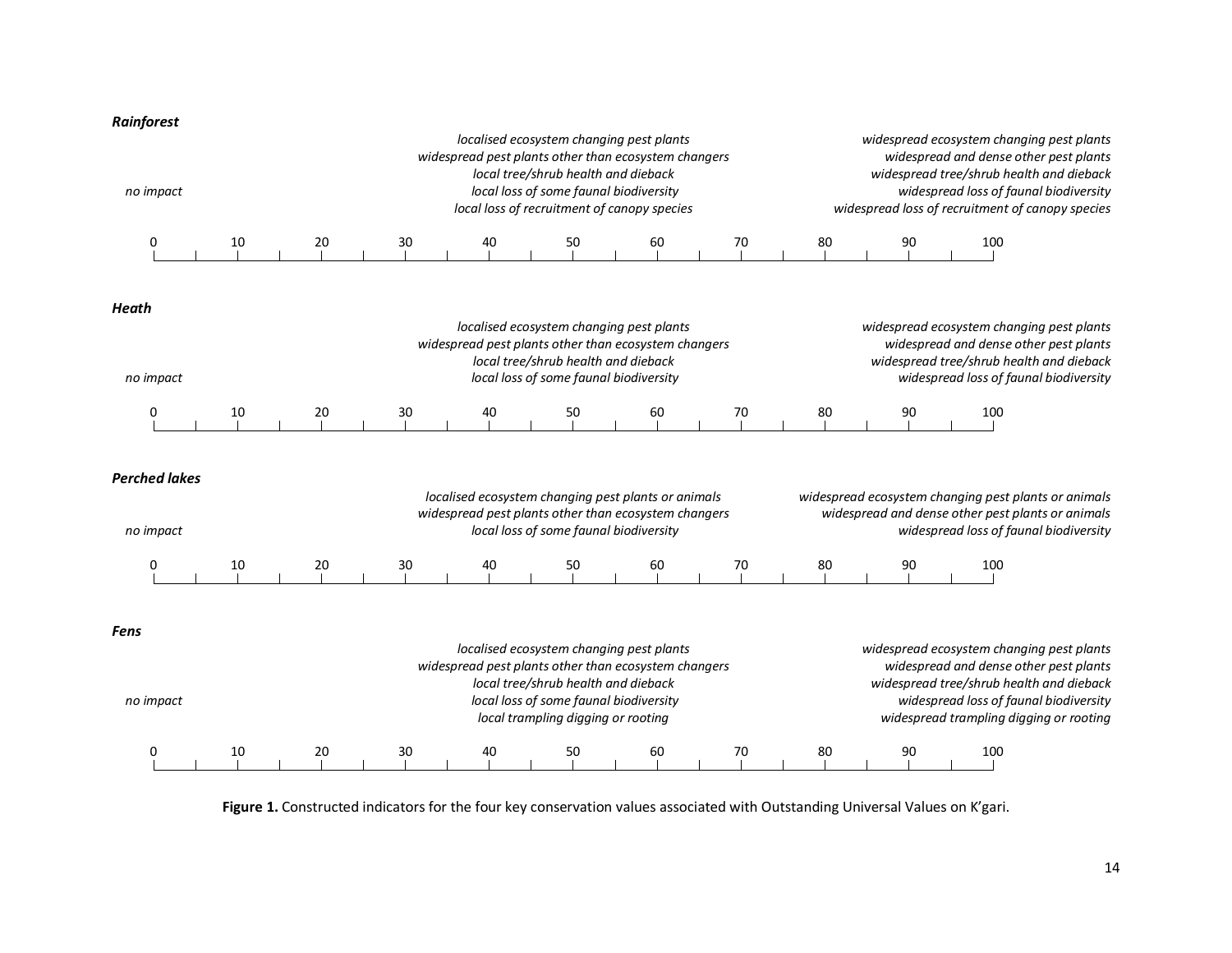***Rainforest***

*no impact*

*localised ecosystem changing pest plants*
*widespread pest plants other than ecosystem changers*
*local tree/shrub health and dieback*
*local loss of some faunal biodiversity*
*local loss of recruitment of canopy species*

*widespread ecosystem changing pest plants*
*widespread and dense other pest plants*
*widespread tree/shrub health and dieback*
*widespread loss of faunal biodiversity*
*widespread loss of recruitment of canopy species*

0 10 20 30 40 50 60 70 80 90 100

***Heath***

*no impact*

*localised ecosystem changing pest plants*
*widespread pest plants other than ecosystem changers*
*local tree/shrub health and dieback*
*local loss of some faunal biodiversity*

*widespread ecosystem changing pest plants*
*widespread and dense other pest plants*
*widespread tree/shrub health and dieback*
*widespread loss of faunal biodiversity*

0 10 20 30 40 50 60 70 80 90 100

***Perched lakes***

*no impact*

*localised ecosystem changing pest plants or animals*
*widespread pest plants other than ecosystem changers*
*local loss of some faunal biodiversity*

*widespread ecosystem changing pest plants or animals*
*widespread and dense other pest plants or animals*
*widespread loss of faunal biodiversity*

0 10 20 30 40 50 60 70 80 90 100

***Fens***

*no impact*

*localised ecosystem changing pest plants*
*widespread pest plants other than ecosystem changers*
*local tree/shrub health and dieback*
*local loss of some faunal biodiversity*
*local trampling digging or rooting*

*widespread ecosystem changing pest plants*
*widespread and dense other pest plants*
*widespread tree/shrub health and dieback*
*widespread loss of faunal biodiversity*
*widespread trampling digging or rooting*

0 10 20 30 40 50 60 70 80 90 100

**Figure 1.** Constructed indicators for the four key conservation values associated with Outstanding Universal Values on K'gari.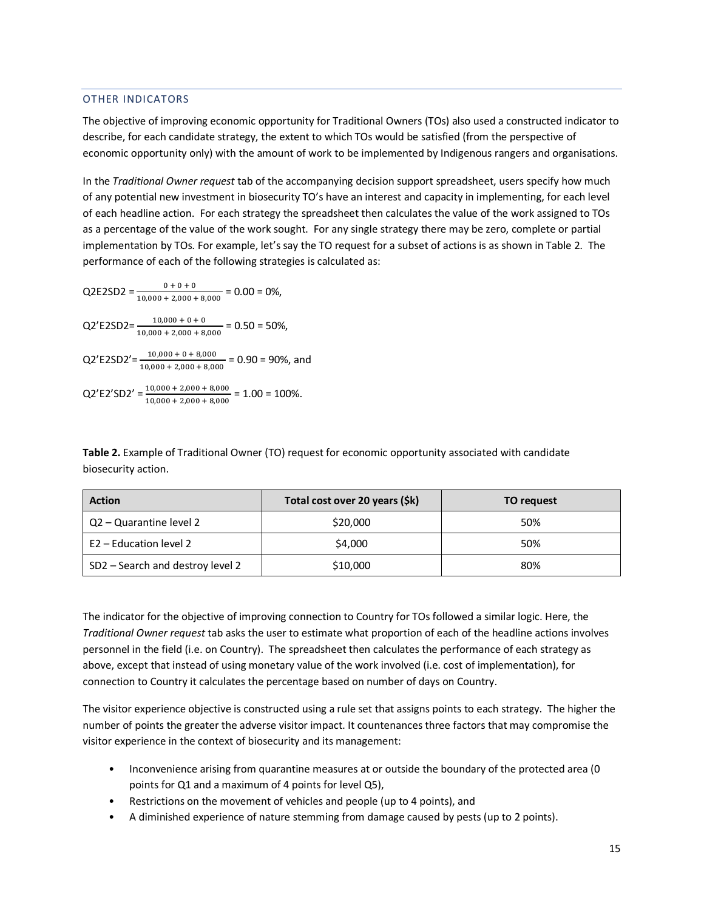### OTHER INDICATORS

The objective of improving economic opportunity for Traditional Owners (TOs) also used a constructed indicator to describe, for each candidate strategy, the extent to which TOs would be satisfied (from the perspective of economic opportunity only) with the amount of work to be implemented by Indigenous rangers and organisations.

In the *Traditional Owner request* tab of the accompanying decision support spreadsheet, users specify how much of any potential new investment in biosecurity TO's have an interest and capacity in implementing, for each level of each headline action. For each strategy the spreadsheet then calculates the value of the work assigned to TOs as a percentage of the value of the work sought. For any single strategy there may be zero, complete or partial implementation by TOs. For example, let's say the TO request for a subset of actions is as shown in Table 2. The performance of each of the following strategies is calculated as:

$$Q2E2SD2 = \frac{0 + 0 + 0}{10{,}000 + 2{,}000 + 8{,}000} = 0.00 = 0\%,$$

$$Q2'E2SD2 = \frac{10{,}000 + 0 + 0}{10{,}000 + 2{,}000 + 8{,}000} = 0.50 = 50\%,$$

$$Q2'E2SD2' = \frac{10{,}000 + 0 + 8{,}000}{10{,}000 + 2{,}000 + 8{,}000} = 0.90 = 90\%, \text{ and}$$

$$Q2'E2'SD2' = \frac{10{,}000 + 2{,}000 + 8{,}000}{10{,}000 + 2{,}000 + 8{,}000} = 1.00 = 100\%.$$

**Table 2.** Example of Traditional Owner (TO) request for economic opportunity associated with candidate biosecurity action.

| Action | Total cost over 20 years ($k) | TO request |
|---|---|---|
| Q2 – Quarantine level 2 | $20,000 | 50% |
| E2 – Education level 2 | $4,000 | 50% |
| SD2 – Search and destroy level 2 | $10,000 | 80% |

The indicator for the objective of improving connection to Country for TOs followed a similar logic. Here, the *Traditional Owner request* tab asks the user to estimate what proportion of each of the headline actions involves personnel in the field (i.e. on Country). The spreadsheet then calculates the performance of each strategy as above, except that instead of using monetary value of the work involved (i.e. cost of implementation), for connection to Country it calculates the percentage based on number of days on Country.

The visitor experience objective is constructed using a rule set that assigns points to each strategy. The higher the number of points the greater the adverse visitor impact. It countenances three factors that may compromise the visitor experience in the context of biosecurity and its management:

- Inconvenience arising from quarantine measures at or outside the boundary of the protected area (0 points for Q1 and a maximum of 4 points for level Q5),
- Restrictions on the movement of vehicles and people (up to 4 points), and
- A diminished experience of nature stemming from damage caused by pests (up to 2 points).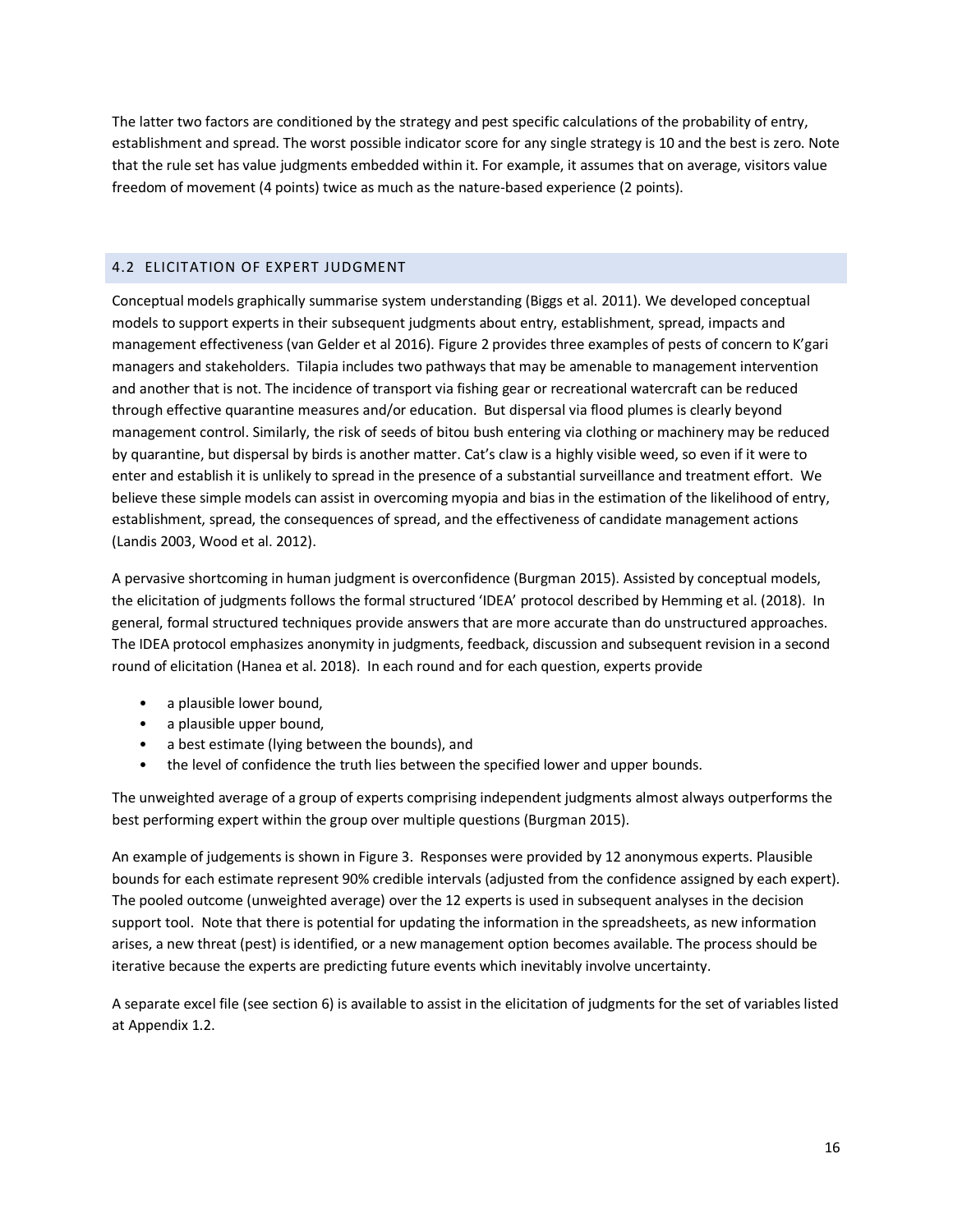The latter two factors are conditioned by the strategy and pest specific calculations of the probability of entry, establishment and spread. The worst possible indicator score for any single strategy is 10 and the best is zero. Note that the rule set has value judgments embedded within it. For example, it assumes that on average, visitors value freedom of movement (4 points) twice as much as the nature-based experience (2 points).

## 4.2 ELICITATION OF EXPERT JUDGMENT

Conceptual models graphically summarise system understanding (Biggs et al. 2011). We developed conceptual models to support experts in their subsequent judgments about entry, establishment, spread, impacts and management effectiveness (van Gelder et al 2016). Figure 2 provides three examples of pests of concern to K'gari managers and stakeholders. Tilapia includes two pathways that may be amenable to management intervention and another that is not. The incidence of transport via fishing gear or recreational watercraft can be reduced through effective quarantine measures and/or education. But dispersal via flood plumes is clearly beyond management control. Similarly, the risk of seeds of bitou bush entering via clothing or machinery may be reduced by quarantine, but dispersal by birds is another matter. Cat's claw is a highly visible weed, so even if it were to enter and establish it is unlikely to spread in the presence of a substantial surveillance and treatment effort. We believe these simple models can assist in overcoming myopia and bias in the estimation of the likelihood of entry, establishment, spread, the consequences of spread, and the effectiveness of candidate management actions (Landis 2003, Wood et al. 2012).

A pervasive shortcoming in human judgment is overconfidence (Burgman 2015). Assisted by conceptual models, the elicitation of judgments follows the formal structured 'IDEA' protocol described by Hemming et al. (2018). In general, formal structured techniques provide answers that are more accurate than do unstructured approaches. The IDEA protocol emphasizes anonymity in judgments, feedback, discussion and subsequent revision in a second round of elicitation (Hanea et al. 2018). In each round and for each question, experts provide

- a plausible lower bound,
- a plausible upper bound,
- a best estimate (lying between the bounds), and
- the level of confidence the truth lies between the specified lower and upper bounds.

The unweighted average of a group of experts comprising independent judgments almost always outperforms the best performing expert within the group over multiple questions (Burgman 2015).

An example of judgements is shown in Figure 3. Responses were provided by 12 anonymous experts. Plausible bounds for each estimate represent 90% credible intervals (adjusted from the confidence assigned by each expert). The pooled outcome (unweighted average) over the 12 experts is used in subsequent analyses in the decision support tool. Note that there is potential for updating the information in the spreadsheets, as new information arises, a new threat (pest) is identified, or a new management option becomes available. The process should be iterative because the experts are predicting future events which inevitably involve uncertainty.

A separate excel file (see section 6) is available to assist in the elicitation of judgments for the set of variables listed at Appendix 1.2.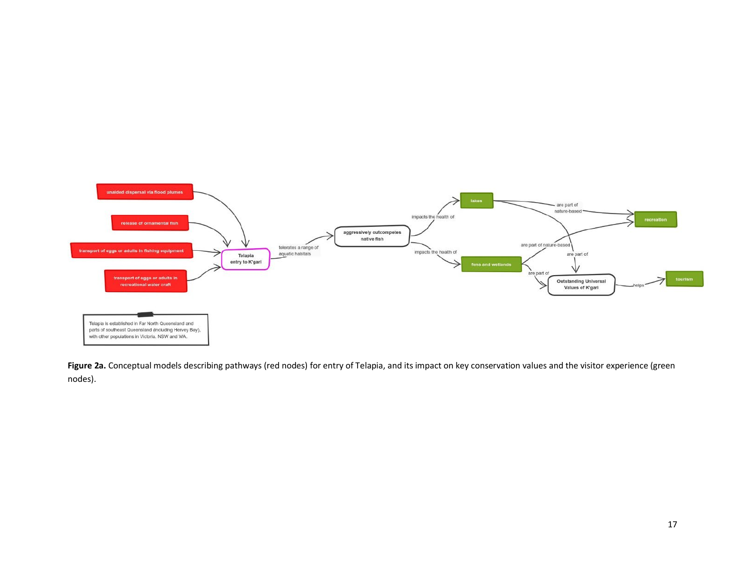unaided dispersal via flood plumes

release of ornamental fish

transport of eggs or adults in fishing equipment

transport of eggs or adults in recreational water craft

Telapia entry to K'gari

tolerates a range of aquatic habitats

aggressively outcompetes native fish

impacts the health of

lakes

impacts the health of

fens and wetlands

are part of nature-based

recreation

are part of nature-based

are part of

are part of

Outstanding Universal Values of K'gari

helps

tourism

Telapia is established in Far North Queensland and parts of southeast Queensland (including Hervey Bay), with other populations in Victoria, NSW and WA.

**Figure 2a.** Conceptual models describing pathways (red nodes) for entry of Telapia, and its impact on key conservation values and the visitor experience (green nodes).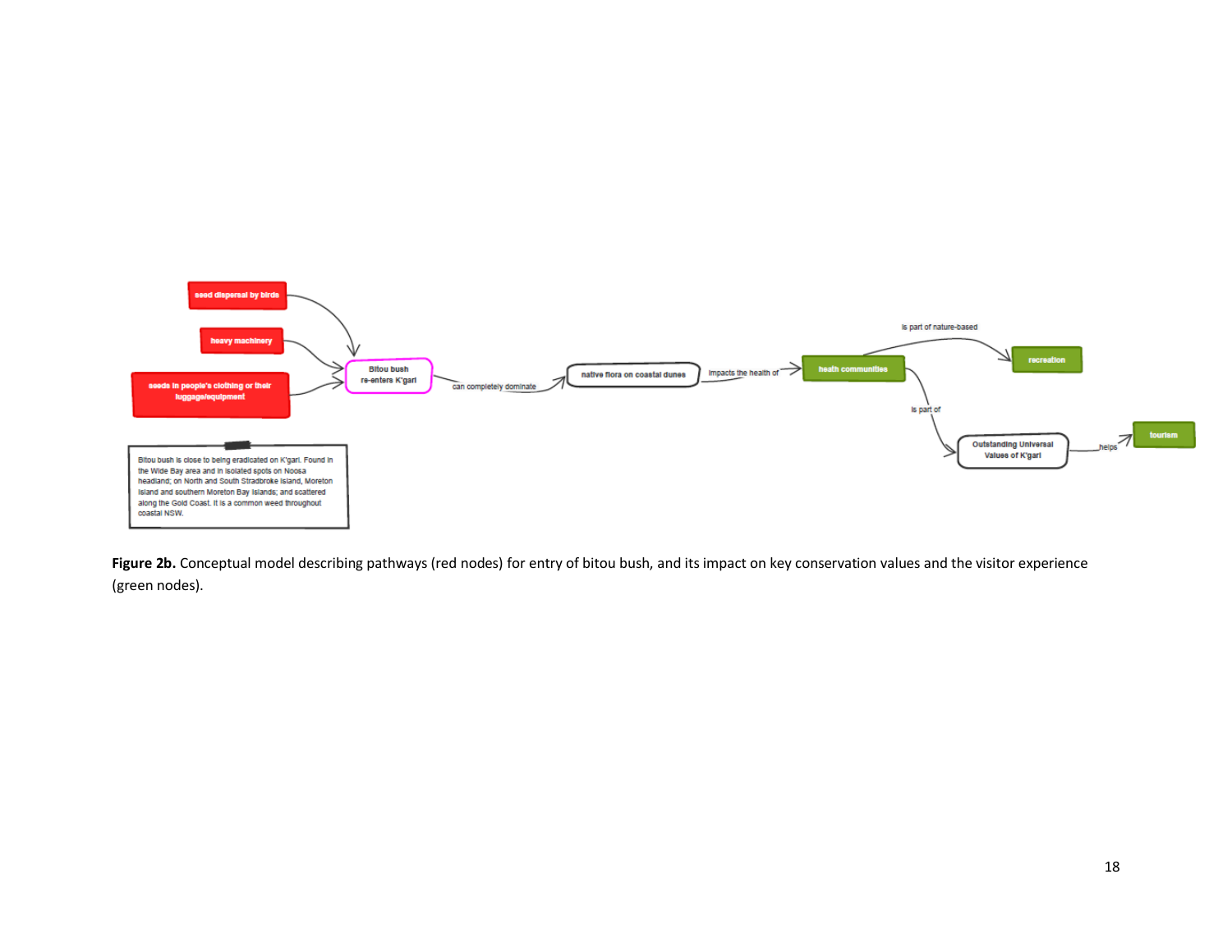seed dispersal by birds

heavy machinery

seeds in people's clothing or their luggage/equipment

Bitou bush re-enters K'gari

can completely dominate

native flora on coastal dunes

impacts the health of

heath communities

is part of nature-based

recreation

is part of

Outstanding Universal Values of K'gari

helps

tourism

Bitou bush is close to being eradicated on K'gari. Found in the Wide Bay area and in isolated spots on Noosa headland; on North and South Stradbroke Island, Moreton Island and southern Moreton Bay Islands; and scattered along the Gold Coast. It is a common weed throughout coastal NSW.

**Figure 2b.** Conceptual model describing pathways (red nodes) for entry of bitou bush, and its impact on key conservation values and the visitor experience (green nodes).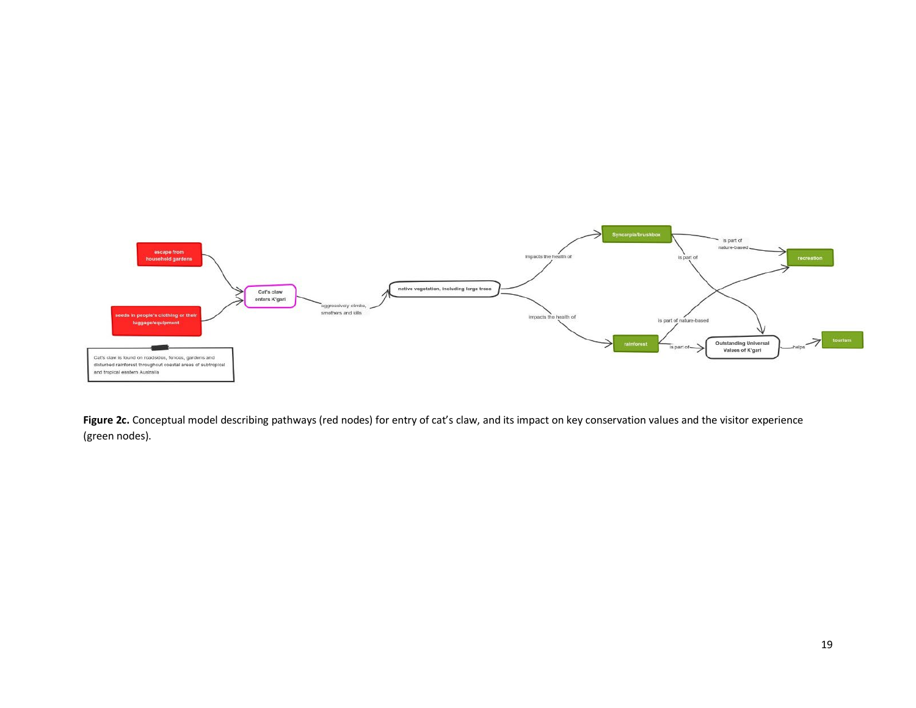escape from household gardens

seeds in people's clothing or their luggage/equipment

Cat's claw is found on roadsides, fences, gardens and disturbed rainforest throughout coastal areas of subtropical and tropical eastern Australia

Cat's claw enters K'gari

aggressively climbs, smothers and kills

native vegetation, including large trees

impacts the health of

Syncarpia/brushbox

impacts the health of

rainforest

is part of nature-based

is part of

is part of nature-based

recreation

is part of

Outstanding Universal Values of K'gari

helps

tourism

**Figure 2c.** Conceptual model describing pathways (red nodes) for entry of cat's claw, and its impact on key conservation values and the visitor experience (green nodes).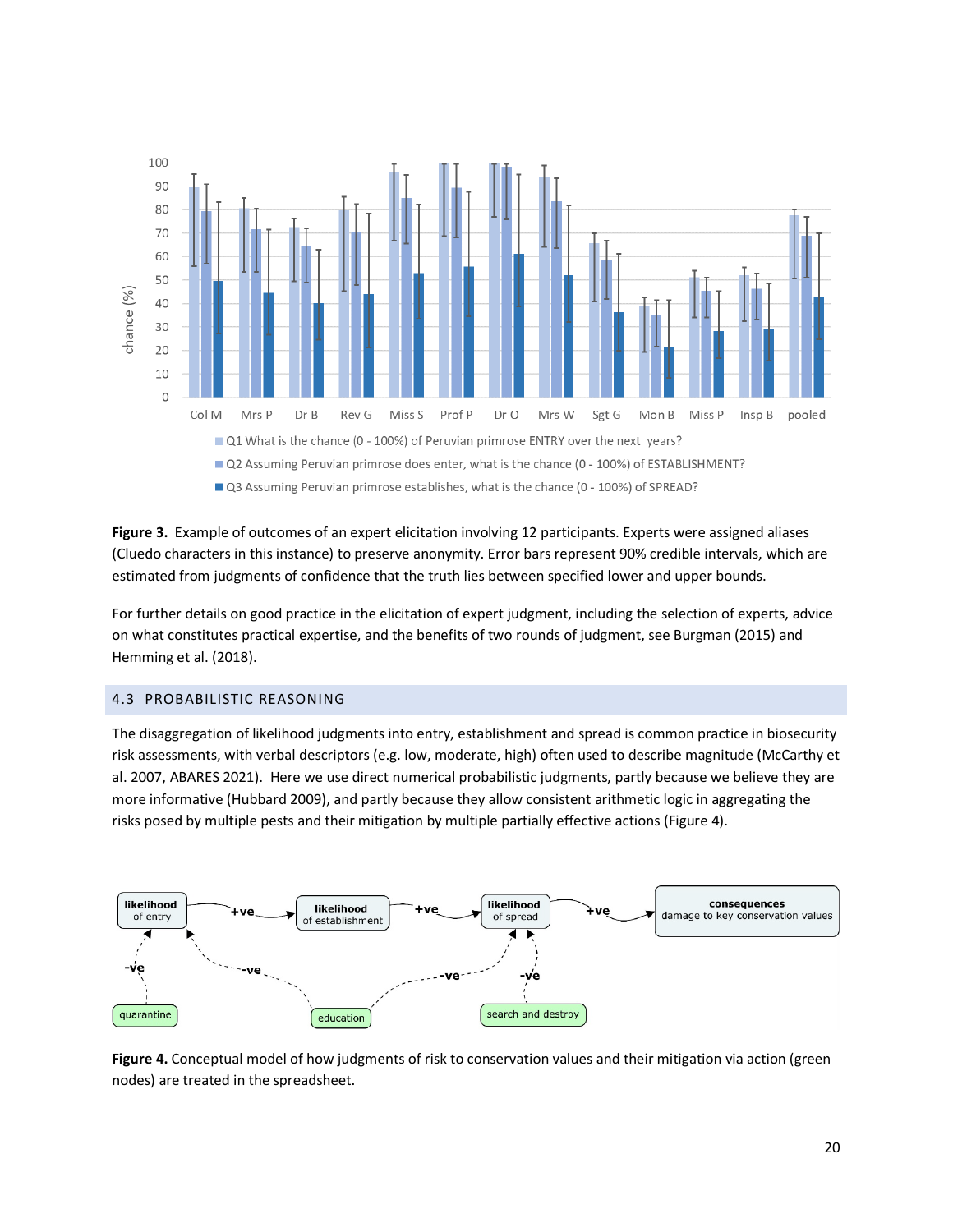100
90
80
70
60
50
40
30
20
10
0

chance (%)

Col M Mrs P Dr B Rev G Miss S Prof P Dr O Mrs W Sgt G Mon B Miss P Insp B pooled

Q1 What is the chance (0 - 100%) of Peruvian primrose ENTRY over the next years?

Q2 Assuming Peruvian primrose does enter, what is the chance (0 - 100%) of ESTABLISHMENT?

Q3 Assuming Peruvian primrose establishes, what is the chance (0 - 100%) of SPREAD?

**Figure 3.** Example of outcomes of an expert elicitation involving 12 participants. Experts were assigned aliases (Cluedo characters in this instance) to preserve anonymity. Error bars represent 90% credible intervals, which are estimated from judgments of confidence that the truth lies between specified lower and upper bounds.

For further details on good practice in the elicitation of expert judgment, including the selection of experts, advice on what constitutes practical expertise, and the benefits of two rounds of judgment, see Burgman (2015) and Hemming et al. (2018).

## 4.3 PROBABILISTIC REASONING

The disaggregation of likelihood judgments into entry, establishment and spread is common practice in biosecurity risk assessments, with verbal descriptors (e.g. low, moderate, high) often used to describe magnitude (McCarthy et al. 2007, ABARES 2021). Here we use direct numerical probabilistic judgments, partly because we believe they are more informative (Hubbard 2009), and partly because they allow consistent arithmetic logic in aggregating the risks posed by multiple pests and their mitigation by multiple partially effective actions (Figure 4).

likelihood of entry
+ve
likelihood of establishment
+ve
likelihood of spread
+ve
consequences damage to key conservation values
-ve
-ve
-ve
-ve
quarantine
education
search and destroy

**Figure 4.** Conceptual model of how judgments of risk to conservation values and their mitigation via action (green nodes) are treated in the spreadsheet.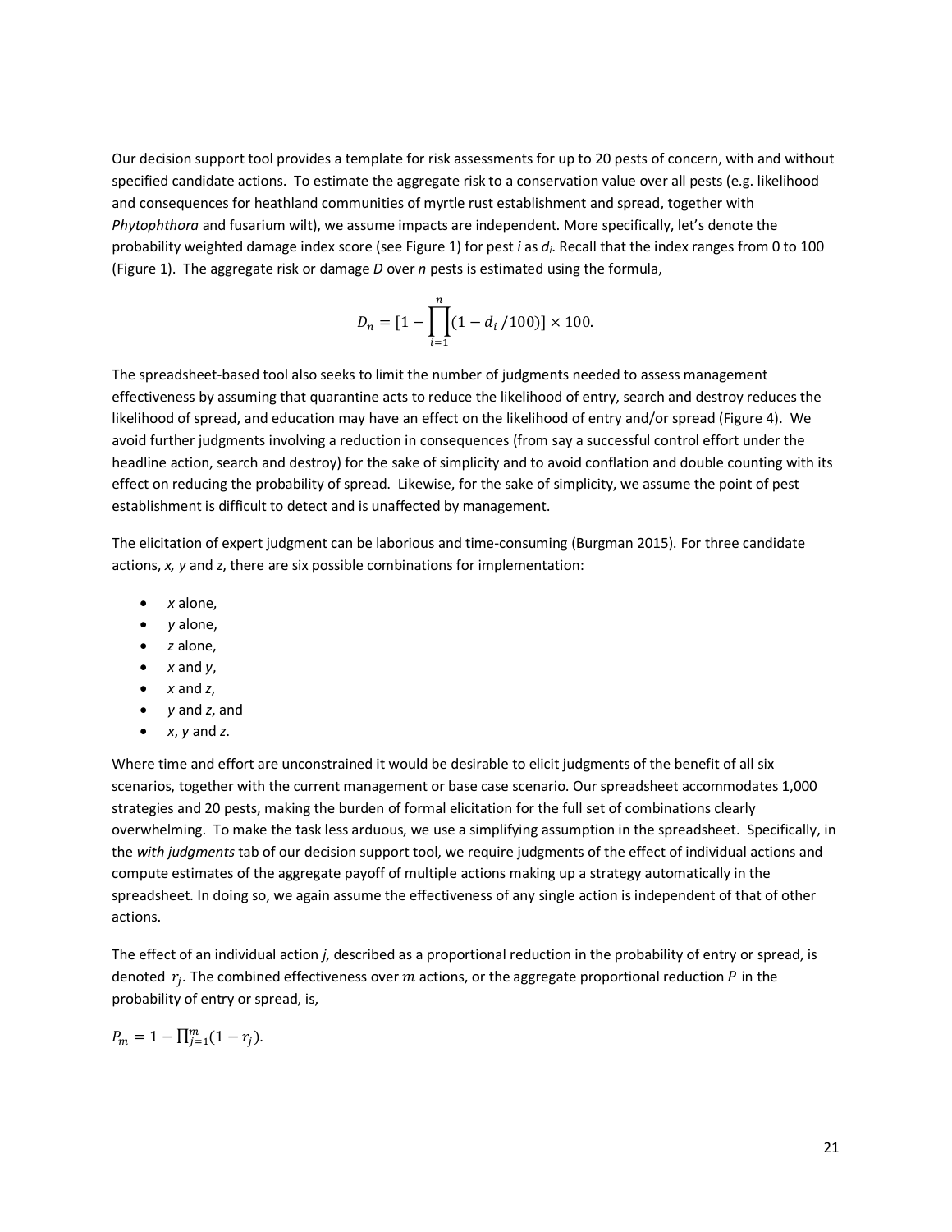Our decision support tool provides a template for risk assessments for up to 20 pests of concern, with and without specified candidate actions. To estimate the aggregate risk to a conservation value over all pests (e.g. likelihood and consequences for heathland communities of myrtle rust establishment and spread, together with *Phytophthora* and fusarium wilt), we assume impacts are independent. More specifically, let's denote the probability weighted damage index score (see Figure 1) for pest *i* as $d_i$. Recall that the index ranges from 0 to 100 (Figure 1). The aggregate risk or damage *D* over *n* pests is estimated using the formula,

$$D_n = [1 - \prod_{i=1}^{n}(1 - d_i /100)] \times 100.$$

The spreadsheet-based tool also seeks to limit the number of judgments needed to assess management effectiveness by assuming that quarantine acts to reduce the likelihood of entry, search and destroy reduces the likelihood of spread, and education may have an effect on the likelihood of entry and/or spread (Figure 4). We avoid further judgments involving a reduction in consequences (from say a successful control effort under the headline action, search and destroy) for the sake of simplicity and to avoid conflation and double counting with its effect on reducing the probability of spread. Likewise, for the sake of simplicity, we assume the point of pest establishment is difficult to detect and is unaffected by management.

The elicitation of expert judgment can be laborious and time-consuming (Burgman 2015). For three candidate actions, *x, y* and *z*, there are six possible combinations for implementation:

- *x* alone,
- *y* alone,
- *z* alone,
- *x* and *y*,
- *x* and *z*,
- *y* and *z*, and
- *x*, *y* and *z*.

Where time and effort are unconstrained it would be desirable to elicit judgments of the benefit of all six scenarios, together with the current management or base case scenario. Our spreadsheet accommodates 1,000 strategies and 20 pests, making the burden of formal elicitation for the full set of combinations clearly overwhelming. To make the task less arduous, we use a simplifying assumption in the spreadsheet. Specifically, in the *with judgments* tab of our decision support tool, we require judgments of the effect of individual actions and compute estimates of the aggregate payoff of multiple actions making up a strategy automatically in the spreadsheet. In doing so, we again assume the effectiveness of any single action is independent of that of other actions.

The effect of an individual action *j*, described as a proportional reduction in the probability of entry or spread, is denoted $r_j$. The combined effectiveness over $m$ actions, or the aggregate proportional reduction $P$ in the probability of entry or spread, is,

$$P_m = 1 - \prod_{j=1}^{m}(1 - r_j).$$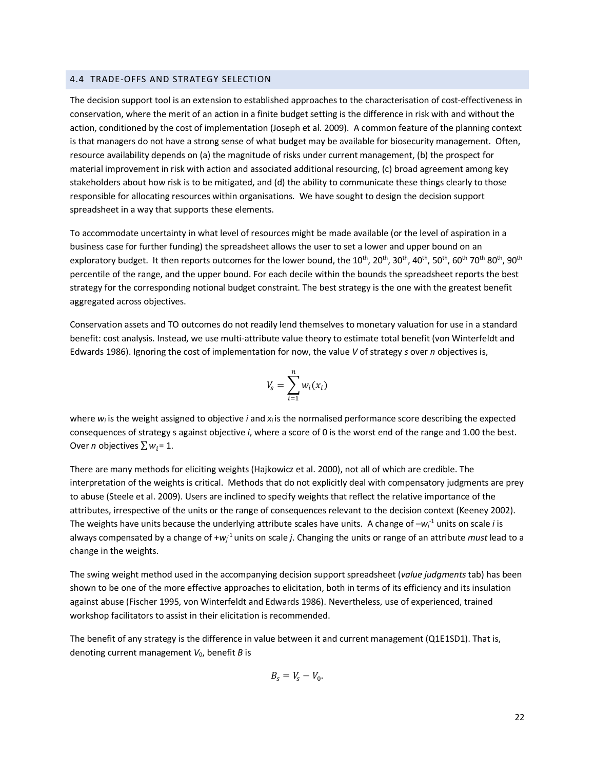## 4.4 TRADE-OFFS AND STRATEGY SELECTION

The decision support tool is an extension to established approaches to the characterisation of cost-effectiveness in conservation, where the merit of an action in a finite budget setting is the difference in risk with and without the action, conditioned by the cost of implementation (Joseph et al. 2009). A common feature of the planning context is that managers do not have a strong sense of what budget may be available for biosecurity management. Often, resource availability depends on (a) the magnitude of risks under current management, (b) the prospect for material improvement in risk with action and associated additional resourcing, (c) broad agreement among key stakeholders about how risk is to be mitigated, and (d) the ability to communicate these things clearly to those responsible for allocating resources within organisations. We have sought to design the decision support spreadsheet in a way that supports these elements.

To accommodate uncertainty in what level of resources might be made available (or the level of aspiration in a business case for further funding) the spreadsheet allows the user to set a lower and upper bound on an exploratory budget. It then reports outcomes for the lower bound, the 10th, 20th, 30th, 40th, 50th, 60th 70th 80th, 90th percentile of the range, and the upper bound. For each decile within the bounds the spreadsheet reports the best strategy for the corresponding notional budget constraint. The best strategy is the one with the greatest benefit aggregated across objectives.

Conservation assets and TO outcomes do not readily lend themselves to monetary valuation for use in a standard benefit: cost analysis. Instead, we use multi-attribute value theory to estimate total benefit (von Winterfeldt and Edwards 1986). Ignoring the cost of implementation for now, the value *V* of strategy *s* over *n* objectives is,

$$V_s = \sum_{i=1}^{n} w_i(x_i)$$

where $w_i$ is the weight assigned to objective *i* and $x_i$ is the normalised performance score describing the expected consequences of strategy s against objective *i*, where a score of 0 is the worst end of the range and 1.00 the best. Over *n* objectives $\sum w_i = 1$.

There are many methods for eliciting weights (Hajkowicz et al. 2000), not all of which are credible. The interpretation of the weights is critical. Methods that do not explicitly deal with compensatory judgments are prey to abuse (Steele et al. 2009). Users are inclined to specify weights that reflect the relative importance of the attributes, irrespective of the units or the range of consequences relevant to the decision context (Keeney 2002). The weights have units because the underlying attribute scales have units. A change of $-w_i^{-1}$ units on scale *i* is always compensated by a change of $+w_j^{-1}$ units on scale *j*. Changing the units or range of an attribute *must* lead to a change in the weights.

The swing weight method used in the accompanying decision support spreadsheet (*value judgments* tab) has been shown to be one of the more effective approaches to elicitation, both in terms of its efficiency and its insulation against abuse (Fischer 1995, von Winterfeldt and Edwards 1986). Nevertheless, use of experienced, trained workshop facilitators to assist in their elicitation is recommended.

The benefit of any strategy is the difference in value between it and current management (Q1E1SD1). That is, denoting current management $V_0$, benefit *B* is

$$B_s = V_s - V_0.$$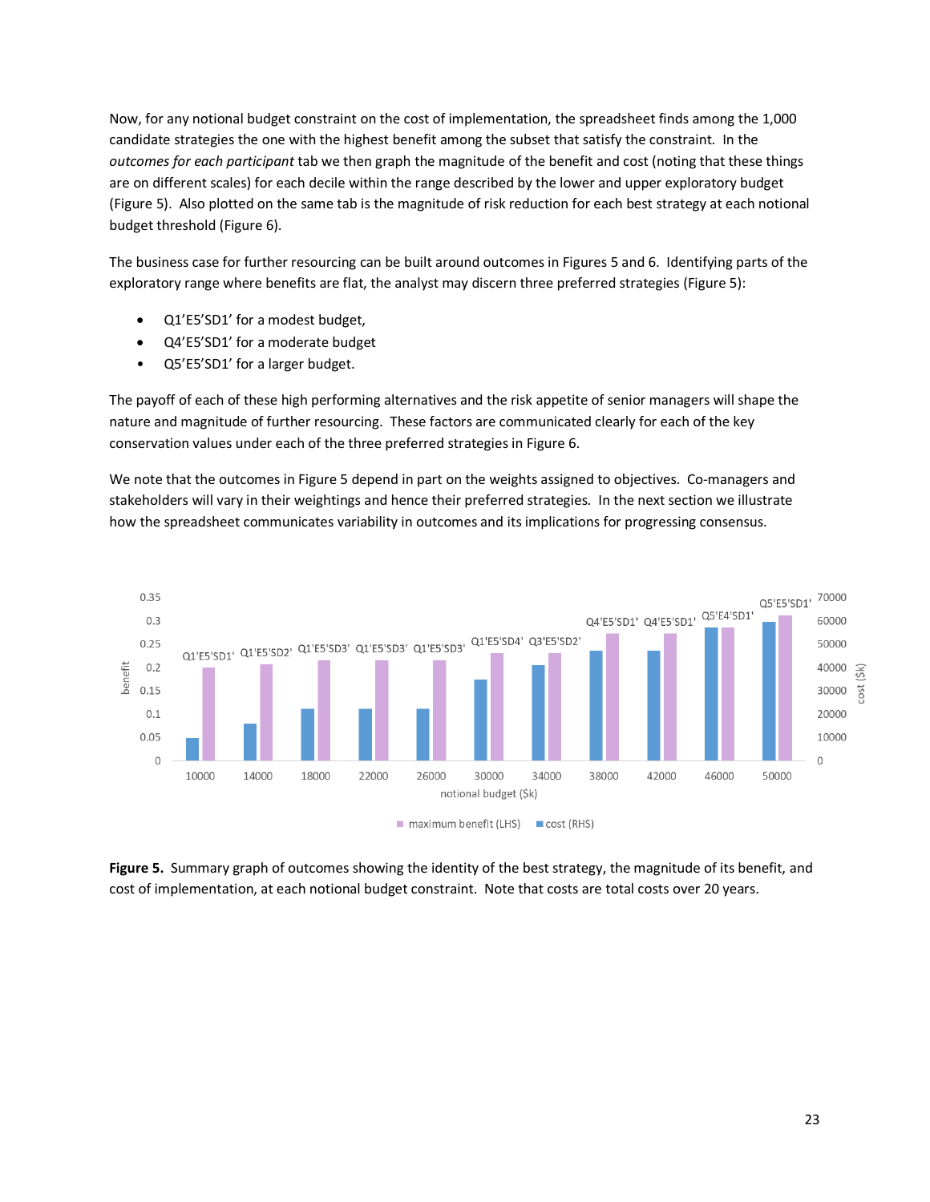Now, for any notional budget constraint on the cost of implementation, the spreadsheet finds among the 1,000 candidate strategies the one with the highest benefit among the subset that satisfy the constraint. In the *outcomes for each participant* tab we then graph the magnitude of the benefit and cost (noting that these things are on different scales) for each decile within the range described by the lower and upper exploratory budget (Figure 5). Also plotted on the same tab is the magnitude of risk reduction for each best strategy at each notional budget threshold (Figure 6).

The business case for further resourcing can be built around outcomes in Figures 5 and 6. Identifying parts of the exploratory range where benefits are flat, the analyst may discern three preferred strategies (Figure 5):

- Q1'E5'SD1' for a modest budget,
- Q4'E5'SD1' for a moderate budget
- Q5'E5'SD1' for a larger budget.

The payoff of each of these high performing alternatives and the risk appetite of senior managers will shape the nature and magnitude of further resourcing. These factors are communicated clearly for each of the key conservation values under each of the three preferred strategies in Figure 6.

We note that the outcomes in Figure 5 depend in part on the weights assigned to objectives. Co-managers and stakeholders will vary in their weightings and hence their preferred strategies. In the next section we illustrate how the spreadsheet communicates variability in outcomes and its implications for progressing consensus.

benefit
0.35
0.3
0.25
0.2
0.15
0.1
0.05
0

cost ($k)
70000
60000
50000
40000
30000
20000
10000
0

Q1'E5'SD1' Q1'E5'SD2' Q1'E5'SD3' Q1'E5'SD3' Q1'E5'SD3' Q1'E5'SD4' Q3'E5'SD2' Q4'E5'SD1' Q4'E5'SD1' Q5'E4'SD1' Q5'E5'SD1'

10000 14000 18000 22000 26000 30000 34000 38000 42000 46000 50000

notional budget ($k)

maximum benefit (LHS) cost (RHS)

**Figure 5.** Summary graph of outcomes showing the identity of the best strategy, the magnitude of its benefit, and cost of implementation, at each notional budget constraint. Note that costs are total costs over 20 years.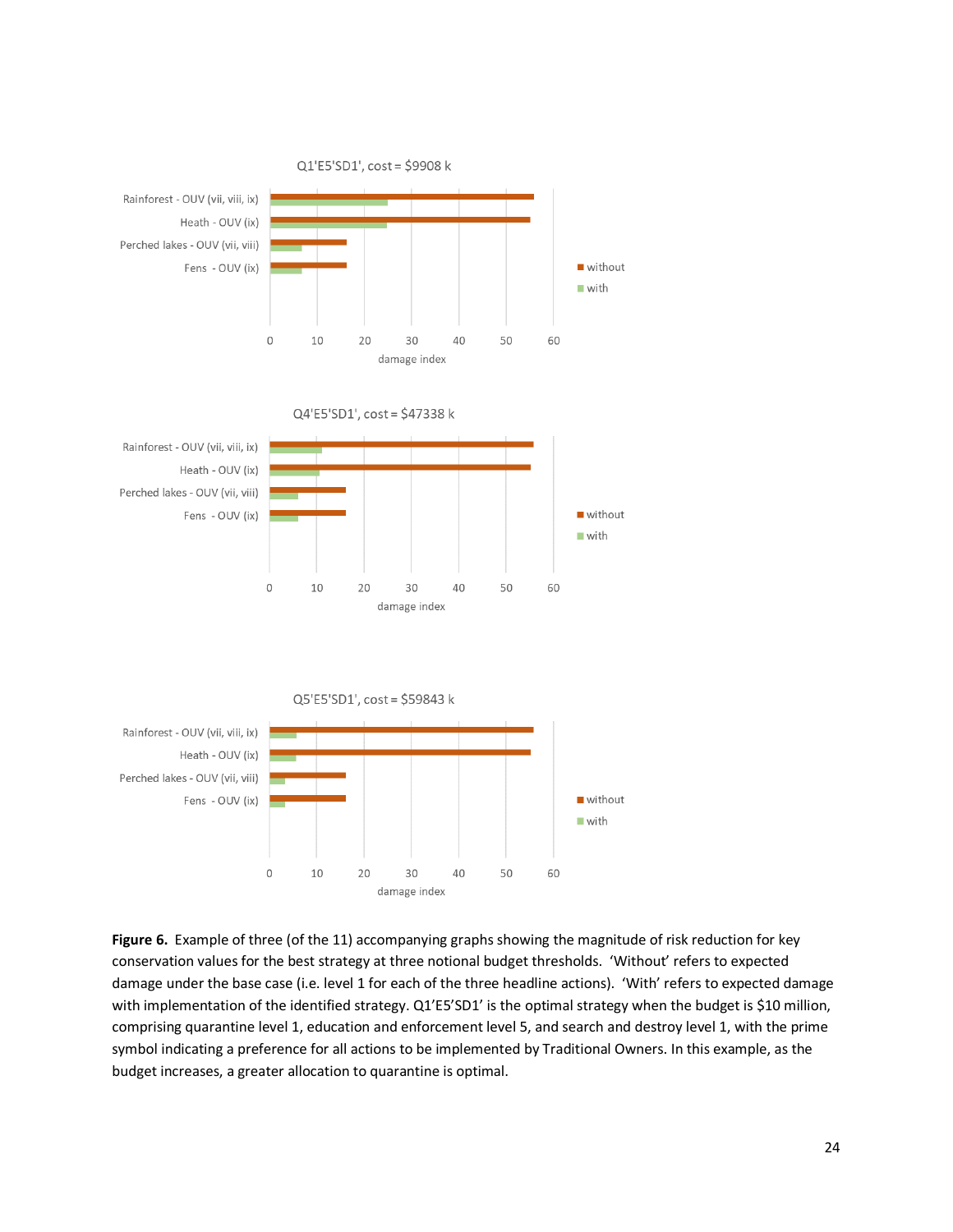Q1'E5'SD1', cost = $9908 k

Rainforest - OUV (vii, viii, ix)
Heath - OUV (ix)
Perched lakes - OUV (vii, viii)
Fens - OUV (ix)

0 10 20 30 40 50 60

damage index

without
with

Q4'E5'SD1', cost = $47338 k

Rainforest - OUV (vii, viii, ix)
Heath - OUV (ix)
Perched lakes - OUV (vii, viii)
Fens - OUV (ix)

0 10 20 30 40 50 60

damage index

without
with

Q5'E5'SD1', cost = $59843 k

Rainforest - OUV (vii, viii, ix)
Heath - OUV (ix)
Perched lakes - OUV (vii, viii)
Fens - OUV (ix)

0 10 20 30 40 50 60

damage index

without
with

**Figure 6.** Example of three (of the 11) accompanying graphs showing the magnitude of risk reduction for key conservation values for the best strategy at three notional budget thresholds. 'Without' refers to expected damage under the base case (i.e. level 1 for each of the three headline actions). 'With' refers to expected damage with implementation of the identified strategy. Q1'E5'SD1' is the optimal strategy when the budget is $10 million, comprising quarantine level 1, education and enforcement level 5, and search and destroy level 1, with the prime symbol indicating a preference for all actions to be implemented by Traditional Owners. In this example, as the budget increases, a greater allocation to quarantine is optimal.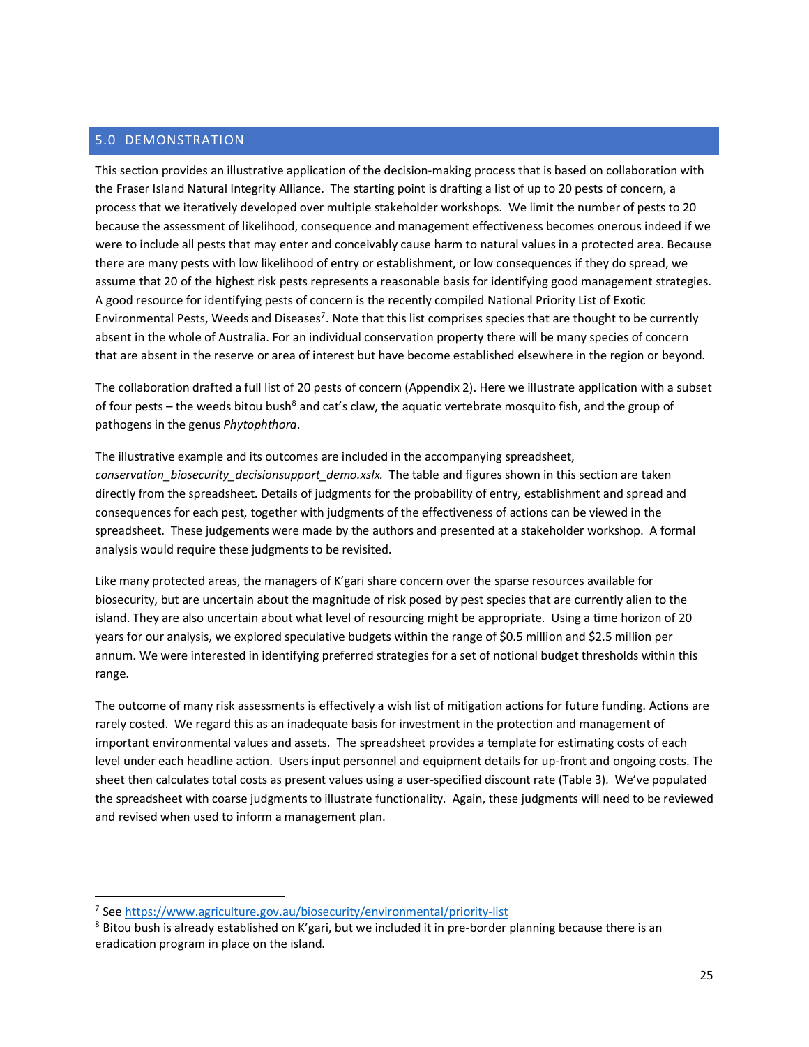## 5.0 DEMONSTRATION

This section provides an illustrative application of the decision-making process that is based on collaboration with the Fraser Island Natural Integrity Alliance. The starting point is drafting a list of up to 20 pests of concern, a process that we iteratively developed over multiple stakeholder workshops. We limit the number of pests to 20 because the assessment of likelihood, consequence and management effectiveness becomes onerous indeed if we were to include all pests that may enter and conceivably cause harm to natural values in a protected area. Because there are many pests with low likelihood of entry or establishment, or low consequences if they do spread, we assume that 20 of the highest risk pests represents a reasonable basis for identifying good management strategies. A good resource for identifying pests of concern is the recently compiled National Priority List of Exotic Environmental Pests, Weeds and Diseases[7]. Note that this list comprises species that are thought to be currently absent in the whole of Australia. For an individual conservation property there will be many species of concern that are absent in the reserve or area of interest but have become established elsewhere in the region or beyond.

The collaboration drafted a full list of 20 pests of concern (Appendix 2). Here we illustrate application with a subset of four pests – the weeds bitou bush[8] and cat's claw, the aquatic vertebrate mosquito fish, and the group of pathogens in the genus *Phytophthora*.

The illustrative example and its outcomes are included in the accompanying spreadsheet, *conservation_biosecurity_decisionsupport_demo.xslx.* The table and figures shown in this section are taken directly from the spreadsheet. Details of judgments for the probability of entry, establishment and spread and consequences for each pest, together with judgments of the effectiveness of actions can be viewed in the spreadsheet. These judgements were made by the authors and presented at a stakeholder workshop. A formal analysis would require these judgments to be revisited.

Like many protected areas, the managers of K'gari share concern over the sparse resources available for biosecurity, but are uncertain about the magnitude of risk posed by pest species that are currently alien to the island. They are also uncertain about what level of resourcing might be appropriate. Using a time horizon of 20 years for our analysis, we explored speculative budgets within the range of \$0.5 million and \$2.5 million per annum. We were interested in identifying preferred strategies for a set of notional budget thresholds within this range.

The outcome of many risk assessments is effectively a wish list of mitigation actions for future funding. Actions are rarely costed. We regard this as an inadequate basis for investment in the protection and management of important environmental values and assets. The spreadsheet provides a template for estimating costs of each level under each headline action. Users input personnel and equipment details for up-front and ongoing costs. The sheet then calculates total costs as present values using a user-specified discount rate (Table 3). We've populated the spreadsheet with coarse judgments to illustrate functionality. Again, these judgments will need to be reviewed and revised when used to inform a management plan.

---

[7] See https://www.agriculture.gov.au/biosecurity/environmental/priority-list

[8] Bitou bush is already established on K'gari, but we included it in pre-border planning because there is an eradication program in place on the island.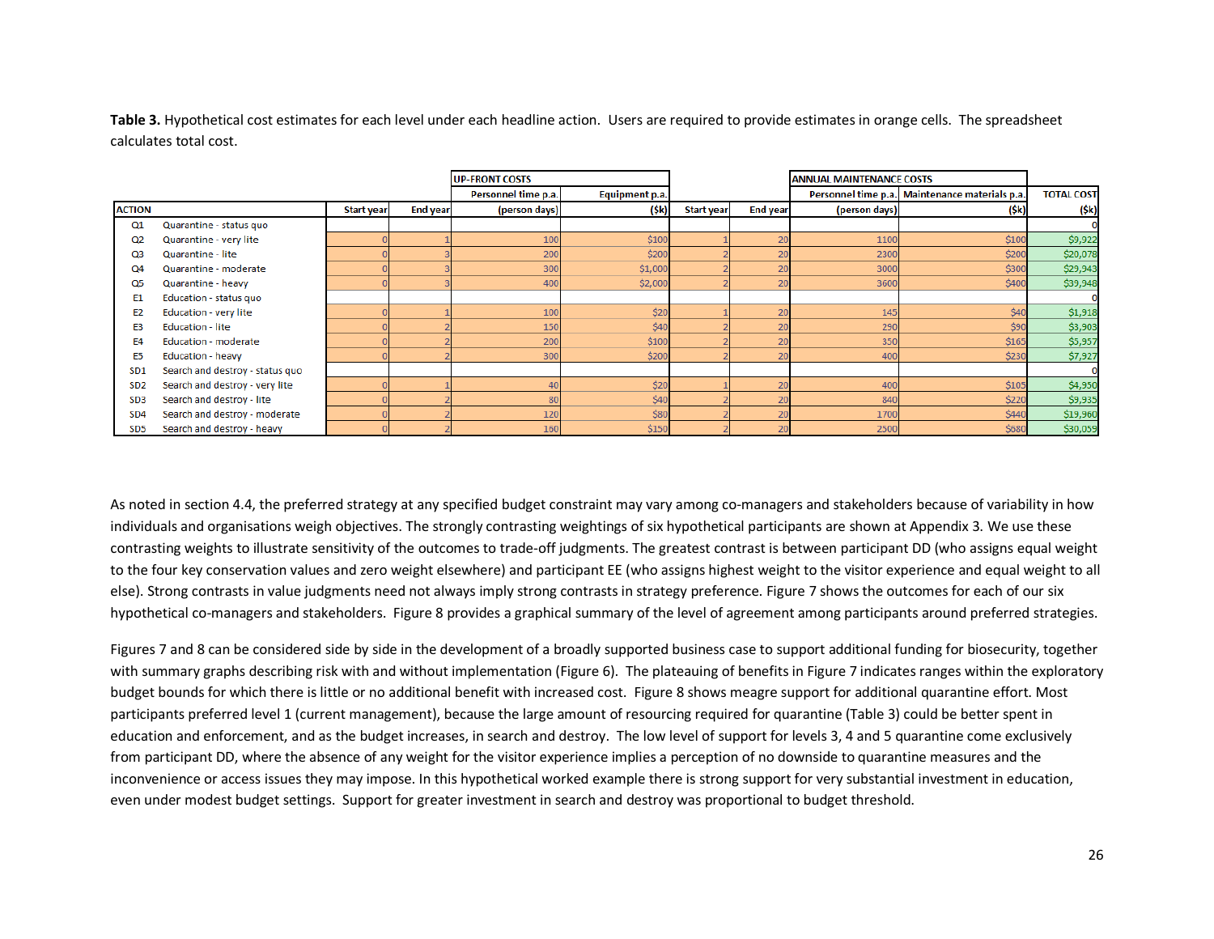**Table 3.** Hypothetical cost estimates for each level under each headline action. Users are required to provide estimates in orange cells. The spreadsheet calculates total cost.

| | | | | UP-FRONT COSTS | | | | ANNUAL MAINTENANCE COSTS | | |
|---|---|---|---|---|---|---|---|---|---|---|
| | | | | Personnel time p.a. | Equipment p.a. | | | Personnel time p.a. | Maintenance materials p.a. | TOTAL COST |
| ACTION | | Start year | End year | (person days) | ($k) | Start year | End year | (person days) | ($k) | ($k) |
| Q1 | Quarantine - status quo | | | | | | | | | 0 |
| Q2 | Quarantine - very lite | 0 | 1 | 100 | $100 | 1 | 20 | 1100 | $100 | $9,922 |
| Q3 | Quarantine - lite | 0 | 3 | 200 | $200 | 2 | 20 | 2300 | $200 | $20,078 |
| Q4 | Quarantine - moderate | 0 | 3 | 300 | $1,000 | 2 | 20 | 3000 | $300 | $29,943 |
| Q5 | Quarantine - heavy | 0 | 3 | 400 | $2,000 | 2 | 20 | 3600 | $400 | $39,948 |
| E1 | Education - status quo | | | | | | | | | 0 |
| E2 | Education - very lite | 0 | 1 | 100 | $20 | 1 | 20 | 145 | $40 | $1,918 |
| E3 | Education - lite | 0 | 2 | 150 | $40 | 2 | 20 | 290 | $90 | $3,903 |
| E4 | Education - moderate | 0 | 2 | 200 | $100 | 2 | 20 | 350 | $165 | $5,957 |
| E5 | Education - heavy | 0 | 2 | 300 | $200 | 2 | 20 | 400 | $230 | $7,927 |
| SD1 | Search and destroy - status quo | | | | | | | | | 0 |
| SD2 | Search and destroy - very lite | 0 | 1 | 40 | $20 | 1 | 20 | 400 | $105 | $4,950 |
| SD3 | Search and destroy - lite | 0 | 2 | 80 | $40 | 2 | 20 | 840 | $220 | $9,935 |
| SD4 | Search and destroy - moderate | 0 | 2 | 120 | $80 | 2 | 20 | 1700 | $440 | $19,960 |
| SD5 | Search and destroy - heavy | 0 | 2 | 160 | $150 | 2 | 20 | 2500 | $680 | $30,059 |

As noted in section 4.4, the preferred strategy at any specified budget constraint may vary among co-managers and stakeholders because of variability in how individuals and organisations weigh objectives. The strongly contrasting weightings of six hypothetical participants are shown at Appendix 3. We use these contrasting weights to illustrate sensitivity of the outcomes to trade-off judgments. The greatest contrast is between participant DD (who assigns equal weight to the four key conservation values and zero weight elsewhere) and participant EE (who assigns highest weight to the visitor experience and equal weight to all else). Strong contrasts in value judgments need not always imply strong contrasts in strategy preference. Figure 7 shows the outcomes for each of our six hypothetical co-managers and stakeholders. Figure 8 provides a graphical summary of the level of agreement among participants around preferred strategies.

Figures 7 and 8 can be considered side by side in the development of a broadly supported business case to support additional funding for biosecurity, together with summary graphs describing risk with and without implementation (Figure 6). The plateauing of benefits in Figure 7 indicates ranges within the exploratory budget bounds for which there is little or no additional benefit with increased cost. Figure 8 shows meagre support for additional quarantine effort. Most participants preferred level 1 (current management), because the large amount of resourcing required for quarantine (Table 3) could be better spent in education and enforcement, and as the budget increases, in search and destroy. The low level of support for levels 3, 4 and 5 quarantine come exclusively from participant DD, where the absence of any weight for the visitor experience implies a perception of no downside to quarantine measures and the inconvenience or access issues they may impose. In this hypothetical worked example there is strong support for very substantial investment in education, even under modest budget settings. Support for greater investment in search and destroy was proportional to budget threshold.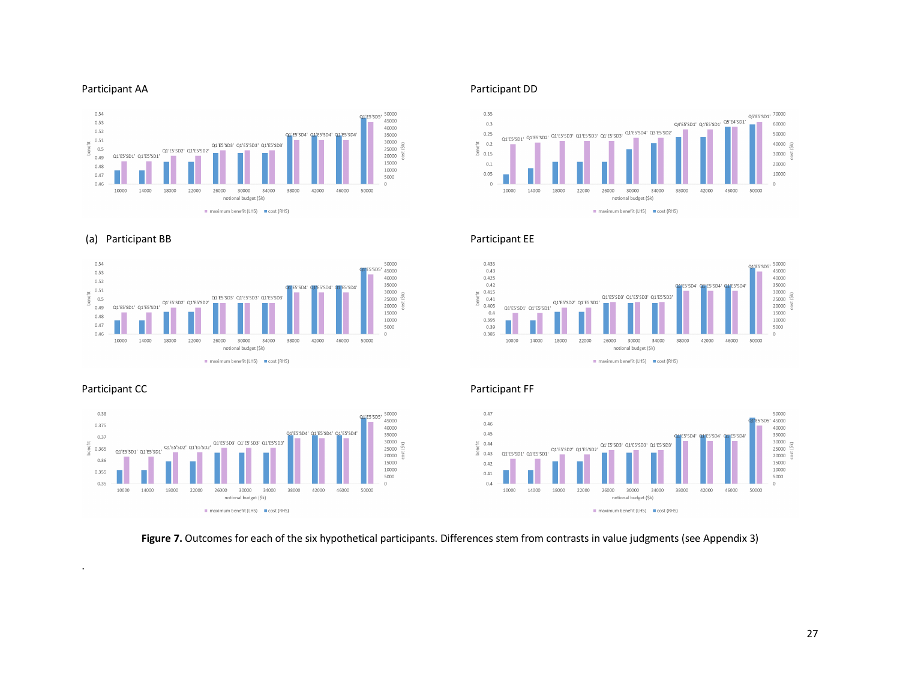Participant AA

0.54
0.53
0.52
0.51
0.5
0.49
0.48
0.47
0.46

benefit

Q1'E5'SD1' Q1'E5'SD1' Q1'E5'SD2' Q1'E5'SD2' Q1'E5'SD3' Q1'E5'SD3' Q1'E5'SD3' Q1'E5'SD4' Q1'E5'SD4' Q1'E5'SD4' Q1'E5'SD5'

50000
45000
40000
35000
30000
25000
20000
15000
10000
5000
0

cost ($k)

10000 14000 18000 22000 26000 30000 34000 38000 42000 46000 50000

notional budget ($k)

maximum benefit (LHS) cost (RHS)

Participant DD

0.35
0.3
0.25
0.2
0.15
0.1
0.05
0

benefit

Q1'E5'SD1' Q1'E5'SD2' Q1'E5'SD3' Q1'E5'SD3' Q1'E5'SD3' Q1'E5'SD4' Q3'E5'SD2' Q4'E5'SD1' Q4'E5'SD1' Q5'E4'SD1' Q5'E5'SD1'

70000
60000
50000
40000
30000
20000
10000
0

cost ($k)

10000 14000 18000 22000 26000 30000 34000 38000 42000 46000 50000

notional budget ($k)

maximum benefit (LHS) cost (RHS)

(a) Participant BB

0.54
0.53
0.52
0.51
0.5
0.49
0.48
0.47
0.46

benefit

Q1'E5'SD1' Q1'E5'SD1' Q1'E5'SD2' Q1'E5'SD2' Q1'E5'SD3' Q1'E5'SD3' Q1'E5'SD3' Q1'E5'SD4' Q1'E5'SD4' Q1'E5'SD4' Q1'E5'SD5'

50000
45000
40000
35000
30000
25000
20000
15000
10000
5000
0

cost ($k)

10000 14000 18000 22000 26000 30000 34000 38000 42000 46000 50000

notional budget ($k)

maximum benefit (LHS) cost (RHS)

Participant EE

0.435
0.43
0.425
0.42
0.415
0.41
0.405
0.4
0.395
0.39
0.385

benefit

Q1'E5'SD1' Q1'E5'SD1' Q1'E5'SD2' Q1'E5'SD2' Q1'E5'SD3' Q1'E5'SD3' Q1'E5'SD3' Q1'E5'SD4' Q1'E5'SD4' Q1'E5'SD4' Q1'E5'SD5'

50000
45000
40000
35000
30000
25000
20000
15000
10000
5000
0

cost ($k)

10000 14000 18000 22000 26000 30000 34000 38000 42000 46000 50000

notional budget ($k)

maximum benefit (LHS) cost (RHS)

Participant CC

0.38
0.375
0.37
0.365
0.36
0.355
0.35

benefit

Q1'E5'SD1' Q1'E5'SD1' Q1'E5'SD2' Q1'E5'SD2' Q1'E5'SD3' Q1'E5'SD3' Q1'E5'SD3' Q1'E5'SD4' Q1'E5'SD4' Q1'E5'SD4' Q1'E5'SD5'

50000
45000
40000
35000
30000
25000
20000
15000
10000
5000
0

cost ($k)

10000 14000 18000 22000 26000 30000 34000 38000 42000 46000 50000

notional budget ($k)

maximum benefit (LHS) cost (RHS)

Participant FF

0.47
0.46
0.45
0.44
0.43
0.42
0.41
0.4

benefit

Q1'E5'SD1' Q1'E5'SD1' Q1'E5'SD2' Q1'E5'SD2' Q1'E5'SD3' Q1'E5'SD3' Q1'E5'SD3' Q1'E5'SD4' Q1'E5'SD4' Q1'E5'SD4' Q1'E5'SD5'

50000
45000
40000
35000
30000
25000
20000
15000
10000
5000
0

cost ($k)

10000 14000 18000 22000 26000 30000 34000 38000 42000 46000 50000

notional budget ($k)

maximum benefit (LHS) cost (RHS)

**Figure 7.** Outcomes for each of the six hypothetical participants. Differences stem from contrasts in value judgments (see Appendix 3)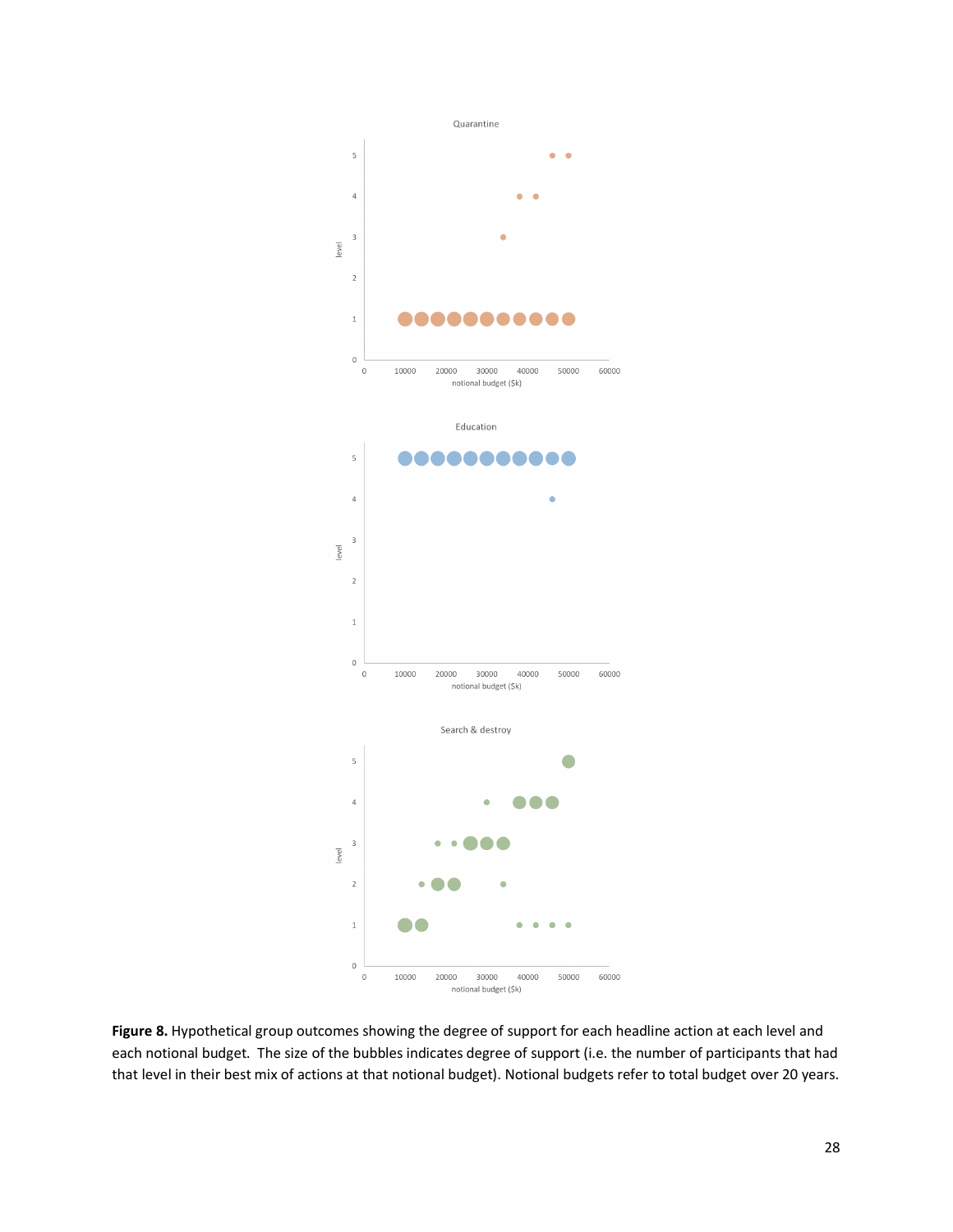Quarantine

5
4
3
2
1
0

level

0 10000 20000 30000 40000 50000 60000

notional budget ($k)

Education

5
4
3
2
1
0

level

0 10000 20000 30000 40000 50000 60000

notional budget ($k)

Search & destroy

5
4
3
2
1
0

level

0 10000 20000 30000 40000 50000 60000

notional budget ($k)

**Figure 8.** Hypothetical group outcomes showing the degree of support for each headline action at each level and each notional budget. The size of the bubbles indicates degree of support (i.e. the number of participants that had that level in their best mix of actions at that notional budget). Notional budgets refer to total budget over 20 years.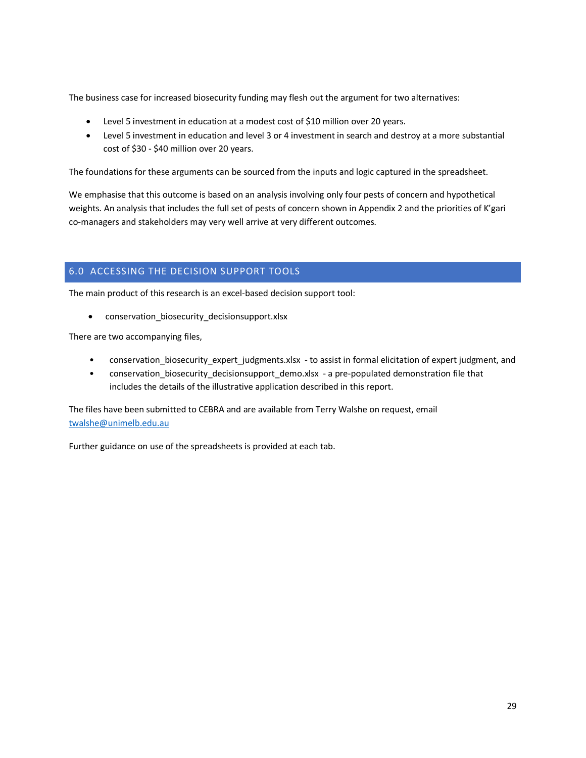The business case for increased biosecurity funding may flesh out the argument for two alternatives:

- Level 5 investment in education at a modest cost of $10 million over 20 years.
- Level 5 investment in education and level 3 or 4 investment in search and destroy at a more substantial cost of $30 - $40 million over 20 years.

The foundations for these arguments can be sourced from the inputs and logic captured in the spreadsheet.

We emphasise that this outcome is based on an analysis involving only four pests of concern and hypothetical weights. An analysis that includes the full set of pests of concern shown in Appendix 2 and the priorities of K'gari co-managers and stakeholders may very well arrive at very different outcomes.

## 6.0 ACCESSING THE DECISION SUPPORT TOOLS

The main product of this research is an excel-based decision support tool:

- conservation_biosecurity_decisionsupport.xlsx

There are two accompanying files,

- conservation_biosecurity_expert_judgments.xlsx - to assist in formal elicitation of expert judgment, and
- conservation_biosecurity_decisionsupport_demo.xlsx - a pre-populated demonstration file that includes the details of the illustrative application described in this report.

The files have been submitted to CEBRA and are available from Terry Walshe on request, email twalshe@unimelb.edu.au

Further guidance on use of the spreadsheets is provided at each tab.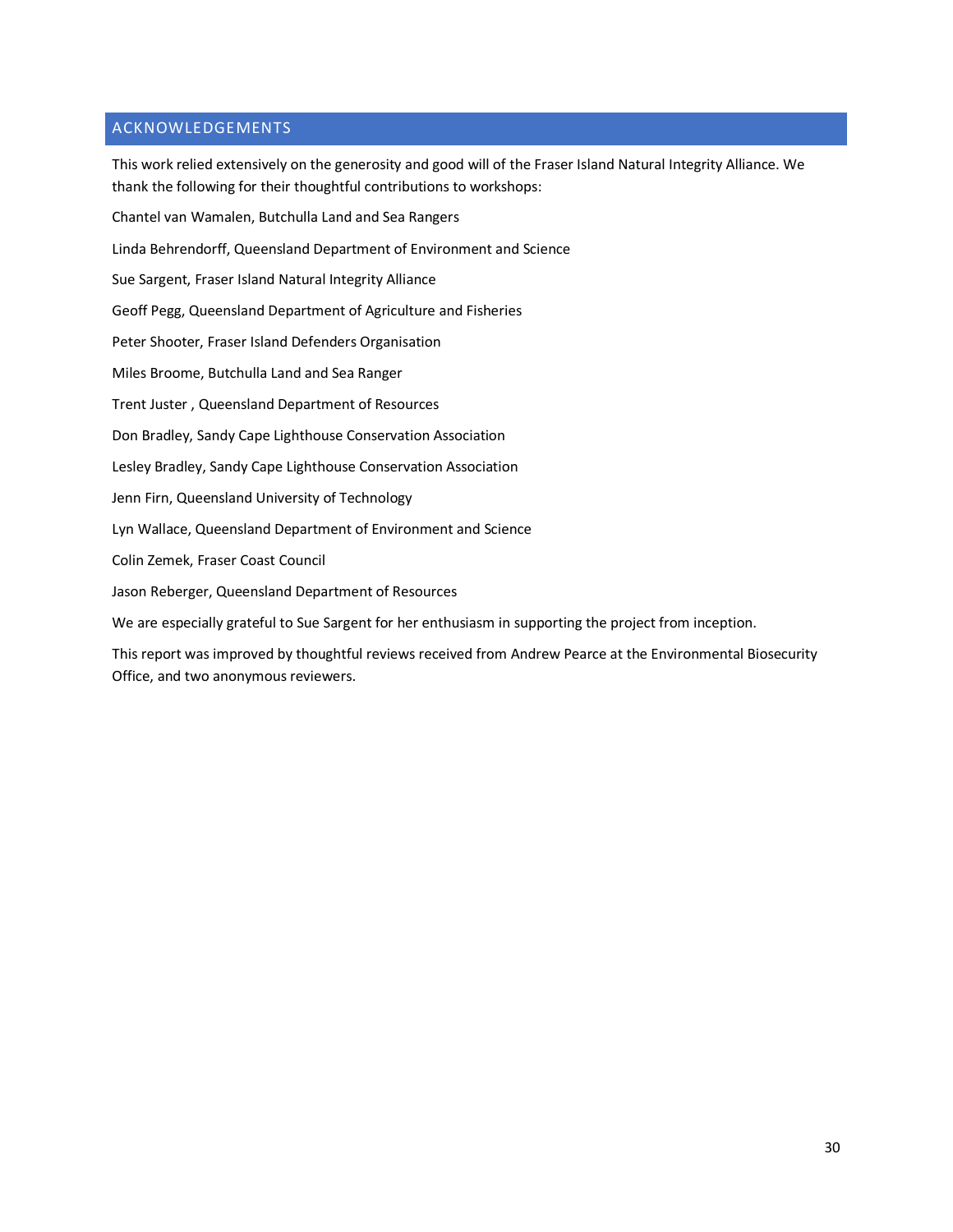## ACKNOWLEDGEMENTS

This work relied extensively on the generosity and good will of the Fraser Island Natural Integrity Alliance. We thank the following for their thoughtful contributions to workshops:

Chantel van Wamalen, Butchulla Land and Sea Rangers

Linda Behrendorff, Queensland Department of Environment and Science

Sue Sargent, Fraser Island Natural Integrity Alliance

Geoff Pegg, Queensland Department of Agriculture and Fisheries

Peter Shooter, Fraser Island Defenders Organisation

Miles Broome, Butchulla Land and Sea Ranger

Trent Juster , Queensland Department of Resources

Don Bradley, Sandy Cape Lighthouse Conservation Association

Lesley Bradley, Sandy Cape Lighthouse Conservation Association

Jenn Firn, Queensland University of Technology

Lyn Wallace, Queensland Department of Environment and Science

Colin Zemek, Fraser Coast Council

Jason Reberger, Queensland Department of Resources

We are especially grateful to Sue Sargent for her enthusiasm in supporting the project from inception.

This report was improved by thoughtful reviews received from Andrew Pearce at the Environmental Biosecurity Office, and two anonymous reviewers.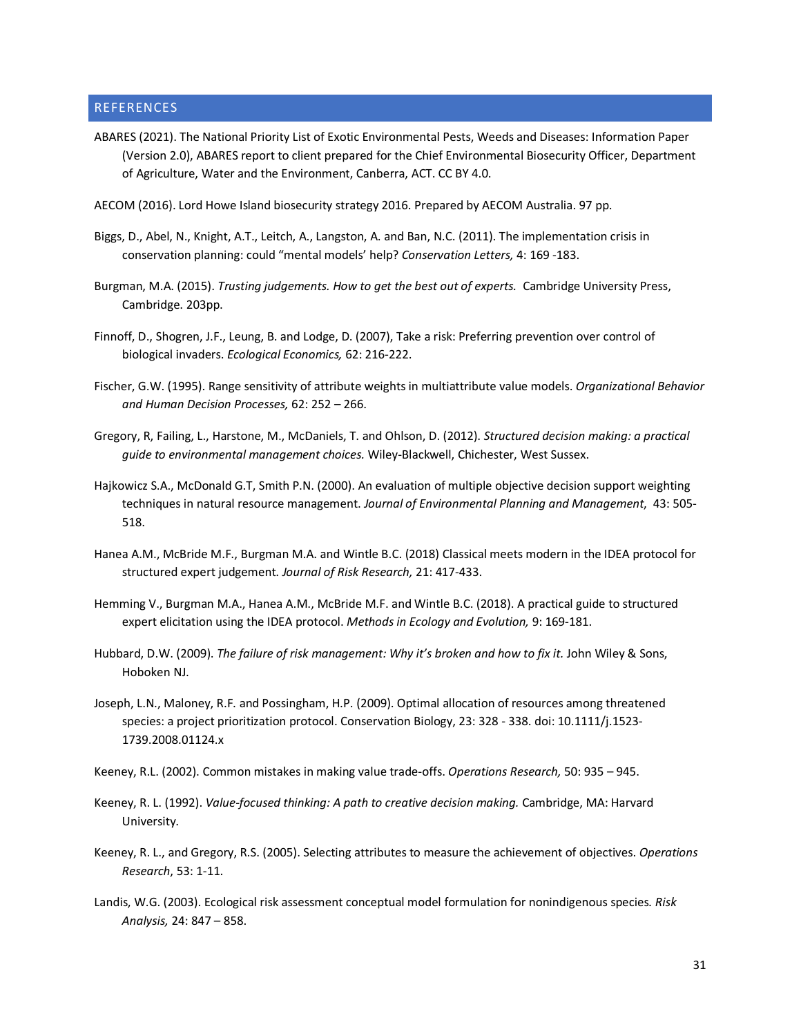## REFERENCES

ABARES (2021). The National Priority List of Exotic Environmental Pests, Weeds and Diseases: Information Paper (Version 2.0), ABARES report to client prepared for the Chief Environmental Biosecurity Officer, Department of Agriculture, Water and the Environment, Canberra, ACT. CC BY 4.0.

AECOM (2016). Lord Howe Island biosecurity strategy 2016. Prepared by AECOM Australia. 97 pp.

Biggs, D., Abel, N., Knight, A.T., Leitch, A., Langston, A. and Ban, N.C. (2011). The implementation crisis in conservation planning: could "mental models' help? *Conservation Letters,* 4: 169 -183.

Burgman, M.A. (2015). *Trusting judgements. How to get the best out of experts.* Cambridge University Press, Cambridge. 203pp.

Finnoff, D., Shogren, J.F., Leung, B. and Lodge, D. (2007), Take a risk: Preferring prevention over control of biological invaders. *Ecological Economics,* 62: 216-222.

Fischer, G.W. (1995). Range sensitivity of attribute weights in multiattribute value models. *Organizational Behavior and Human Decision Processes,* 62: 252 – 266.

Gregory, R, Failing, L., Harstone, M., McDaniels, T. and Ohlson, D. (2012). *Structured decision making: a practical guide to environmental management choices.* Wiley-Blackwell, Chichester, West Sussex.

Hajkowicz S.A., McDonald G.T, Smith P.N. (2000). An evaluation of multiple objective decision support weighting techniques in natural resource management. *Journal of Environmental Planning and Management*, 43: 505-518.

Hanea A.M., McBride M.F., Burgman M.A. and Wintle B.C. (2018) Classical meets modern in the IDEA protocol for structured expert judgement. *Journal of Risk Research,* 21: 417-433.

Hemming V., Burgman M.A., Hanea A.M., McBride M.F. and Wintle B.C. (2018). A practical guide to structured expert elicitation using the IDEA protocol. *Methods in Ecology and Evolution,* 9: 169-181.

Hubbard, D.W. (2009). *The failure of risk management: Why it's broken and how to fix it.* John Wiley & Sons, Hoboken NJ.

Joseph, L.N., Maloney, R.F. and Possingham, H.P. (2009). Optimal allocation of resources among threatened species: a project prioritization protocol. Conservation Biology, 23: 328 - 338. doi: 10.1111/j.1523-1739.2008.01124.x

Keeney, R.L. (2002). Common mistakes in making value trade-offs. *Operations Research,* 50: 935 – 945.

Keeney, R. L. (1992). *Value-focused thinking: A path to creative decision making.* Cambridge, MA: Harvard University.

Keeney, R. L., and Gregory, R.S. (2005). Selecting attributes to measure the achievement of objectives. *Operations Research*, 53: 1-11.

Landis, W.G. (2003). Ecological risk assessment conceptual model formulation for nonindigenous species. *Risk Analysis,* 24: 847 – 858.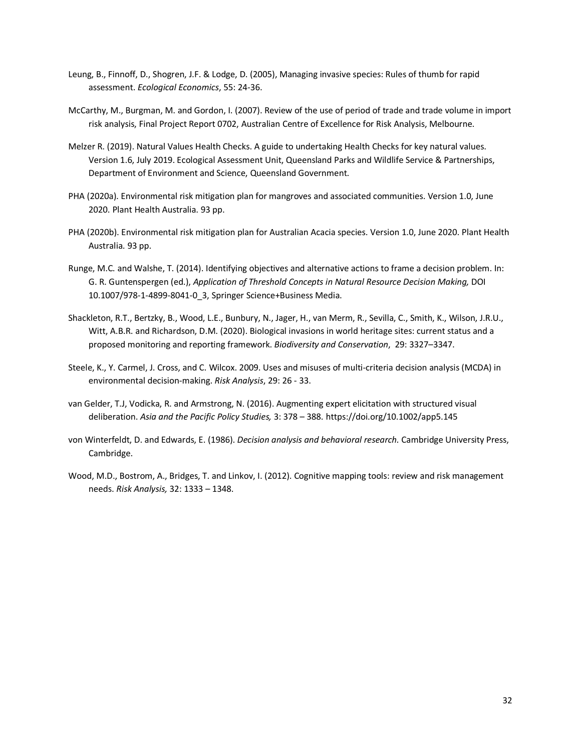Leung, B., Finnoff, D., Shogren, J.F. & Lodge, D. (2005), Managing invasive species: Rules of thumb for rapid assessment. *Ecological Economics*, 55: 24-36.

McCarthy, M., Burgman, M. and Gordon, I. (2007). Review of the use of period of trade and trade volume in import risk analysis, Final Project Report 0702, Australian Centre of Excellence for Risk Analysis, Melbourne.

Melzer R. (2019). Natural Values Health Checks. A guide to undertaking Health Checks for key natural values. Version 1.6, July 2019. Ecological Assessment Unit, Queensland Parks and Wildlife Service & Partnerships, Department of Environment and Science, Queensland Government.

PHA (2020a). Environmental risk mitigation plan for mangroves and associated communities. Version 1.0, June 2020. Plant Health Australia. 93 pp.

PHA (2020b). Environmental risk mitigation plan for Australian Acacia species. Version 1.0, June 2020. Plant Health Australia. 93 pp.

Runge, M.C. and Walshe, T. (2014). Identifying objectives and alternative actions to frame a decision problem. In: G. R. Guntenspergen (ed.), *Application of Threshold Concepts in Natural Resource Decision Making,* DOI 10.1007/978-1-4899-8041-0_3, Springer Science+Business Media.

Shackleton, R.T., Bertzky, B., Wood, L.E., Bunbury, N., Jager, H., van Merm, R., Sevilla, C., Smith, K., Wilson, J.R.U., Witt, A.B.R. and Richardson, D.M. (2020). Biological invasions in world heritage sites: current status and a proposed monitoring and reporting framework. *Biodiversity and Conservation*, 29: 3327–3347.

Steele, K., Y. Carmel, J. Cross, and C. Wilcox. 2009. Uses and misuses of multi-criteria decision analysis (MCDA) in environmental decision-making. *Risk Analysis*, 29: 26 - 33.

van Gelder, T.J, Vodicka, R. and Armstrong, N. (2016). Augmenting expert elicitation with structured visual deliberation. *Asia and the Pacific Policy Studies,* 3: 378 – 388. https://doi.org/10.1002/app5.145

von Winterfeldt, D. and Edwards, E. (1986). *Decision analysis and behavioral research.* Cambridge University Press, Cambridge.

Wood, M.D., Bostrom, A., Bridges, T. and Linkov, I. (2012). Cognitive mapping tools: review and risk management needs. *Risk Analysis,* 32: 1333 – 1348.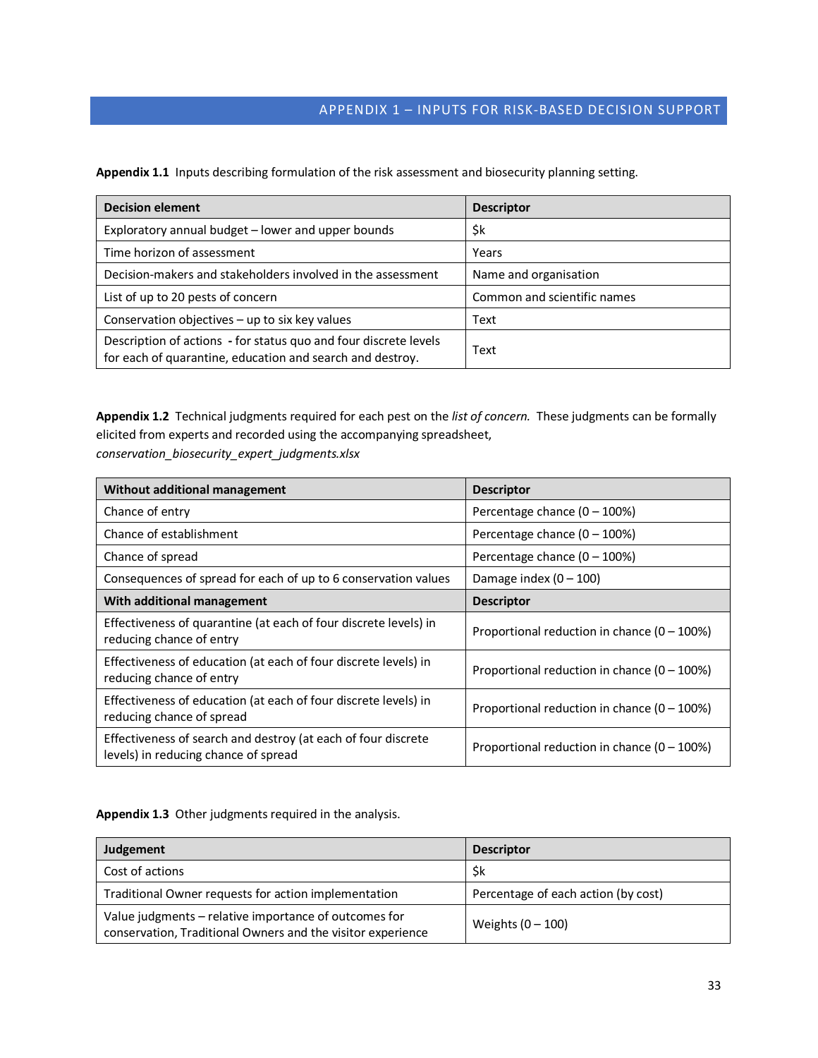## APPENDIX 1 – INPUTS FOR RISK-BASED DECISION SUPPORT

**Appendix 1.1** Inputs describing formulation of the risk assessment and biosecurity planning setting.

| Decision element | Descriptor |
| --- | --- |
| Exploratory annual budget – lower and upper bounds | $k |
| Time horizon of assessment | Years |
| Decision-makers and stakeholders involved in the assessment | Name and organisation |
| List of up to 20 pests of concern | Common and scientific names |
| Conservation objectives – up to six key values | Text |
| Description of actions - for status quo and four discrete levels for each of quarantine, education and search and destroy. | Text |

**Appendix 1.2** Technical judgments required for each pest on the *list of concern*. These judgments can be formally elicited from experts and recorded using the accompanying spreadsheet, *conservation_biosecurity_expert_judgments.xlsx*

| Without additional management | Descriptor |
| --- | --- |
| Chance of entry | Percentage chance (0 – 100%) |
| Chance of establishment | Percentage chance (0 – 100%) |
| Chance of spread | Percentage chance (0 – 100%) |
| Consequences of spread for each of up to 6 conservation values | Damage index (0 – 100) |
| **With additional management** | **Descriptor** |
| Effectiveness of quarantine (at each of four discrete levels) in reducing chance of entry | Proportional reduction in chance (0 – 100%) |
| Effectiveness of education (at each of four discrete levels) in reducing chance of entry | Proportional reduction in chance (0 – 100%) |
| Effectiveness of education (at each of four discrete levels) in reducing chance of spread | Proportional reduction in chance (0 – 100%) |
| Effectiveness of search and destroy (at each of four discrete levels) in reducing chance of spread | Proportional reduction in chance (0 – 100%) |

**Appendix 1.3** Other judgments required in the analysis.

| Judgement | Descriptor |
| --- | --- |
| Cost of actions | $k |
| Traditional Owner requests for action implementation | Percentage of each action (by cost) |
| Value judgments – relative importance of outcomes for conservation, Traditional Owners and the visitor experience | Weights (0 – 100) |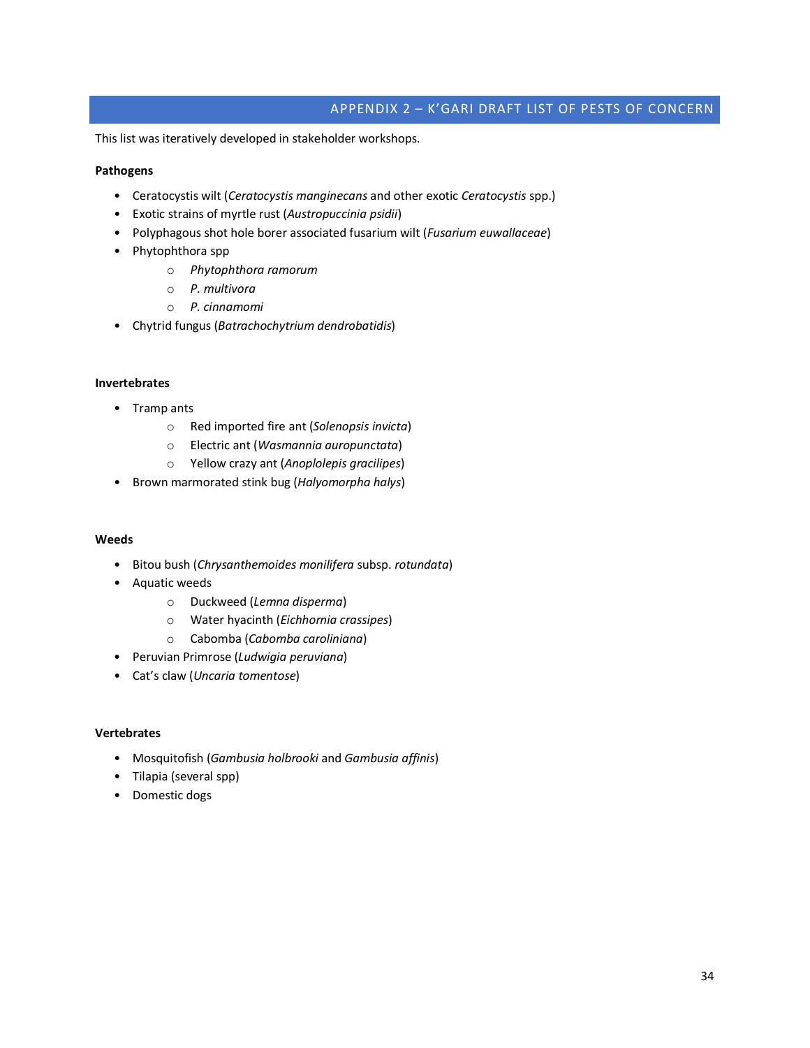## APPENDIX 2 – K'GARI DRAFT LIST OF PESTS OF CONCERN

This list was iteratively developed in stakeholder workshops.

**Pathogens**

- Ceratocystis wilt (*Ceratocystis manginecans* and other exotic *Ceratocystis* spp.)
- Exotic strains of myrtle rust (*Austropuccinia psidii*)
- Polyphagous shot hole borer associated fusarium wilt (*Fusarium euwallaceae*)
- Phytophthora spp
    - *Phytophthora ramorum*
    - *P. multivora*
    - *P. cinnamomi*
- Chytrid fungus (*Batrachochytrium dendrobatidis*)

**Invertebrates**

- Tramp ants
    - Red imported fire ant (*Solenopsis invicta*)
    - Electric ant (*Wasmannia auropunctata*)
    - Yellow crazy ant (*Anoplolepis gracilipes*)
- Brown marmorated stink bug (*Halyomorpha halys*)

**Weeds**

- Bitou bush (*Chrysanthemoides monilifera* subsp. *rotundata*)
- Aquatic weeds
    - Duckweed (*Lemna disperma*)
    - Water hyacinth (*Eichhornia crassipes*)
    - Cabomba (*Cabomba caroliniana*)
- Peruvian Primrose (*Ludwigia peruviana*)
- Cat's claw (*Uncaria tomentose*)

**Vertebrates**

- Mosquitofish (*Gambusia holbrooki* and *Gambusia affinis*)
- Tilapia (several spp)
- Domestic dogs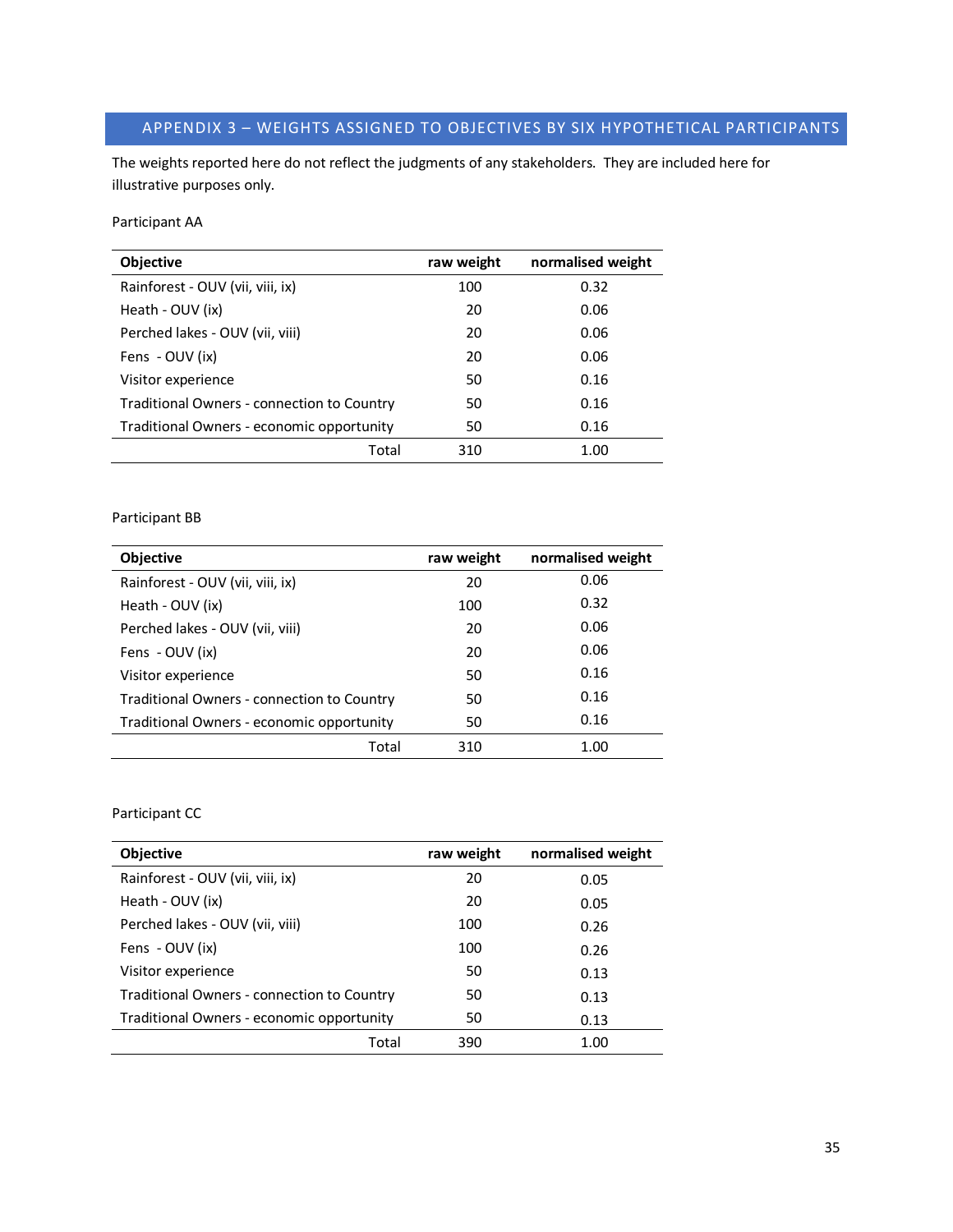## APPENDIX 3 – WEIGHTS ASSIGNED TO OBJECTIVES BY SIX HYPOTHETICAL PARTICIPANTS

The weights reported here do not reflect the judgments of any stakeholders. They are included here for illustrative purposes only.

Participant AA

| Objective | raw weight | normalised weight |
|---|---|---|
| Rainforest - OUV (vii, viii, ix) | 100 | 0.32 |
| Heath - OUV (ix) | 20 | 0.06 |
| Perched lakes - OUV (vii, viii) | 20 | 0.06 |
| Fens - OUV (ix) | 20 | 0.06 |
| Visitor experience | 50 | 0.16 |
| Traditional Owners - connection to Country | 50 | 0.16 |
| Traditional Owners - economic opportunity | 50 | 0.16 |
| Total | 310 | 1.00 |

Participant BB

| Objective | raw weight | normalised weight |
|---|---|---|
| Rainforest - OUV (vii, viii, ix) | 20 | 0.06 |
| Heath - OUV (ix) | 100 | 0.32 |
| Perched lakes - OUV (vii, viii) | 20 | 0.06 |
| Fens - OUV (ix) | 20 | 0.06 |
| Visitor experience | 50 | 0.16 |
| Traditional Owners - connection to Country | 50 | 0.16 |
| Traditional Owners - economic opportunity | 50 | 0.16 |
| Total | 310 | 1.00 |

Participant CC

| Objective | raw weight | normalised weight |
|---|---|---|
| Rainforest - OUV (vii, viii, ix) | 20 | 0.05 |
| Heath - OUV (ix) | 20 | 0.05 |
| Perched lakes - OUV (vii, viii) | 100 | 0.26 |
| Fens - OUV (ix) | 100 | 0.26 |
| Visitor experience | 50 | 0.13 |
| Traditional Owners - connection to Country | 50 | 0.13 |
| Traditional Owners - economic opportunity | 50 | 0.13 |
| Total | 390 | 1.00 |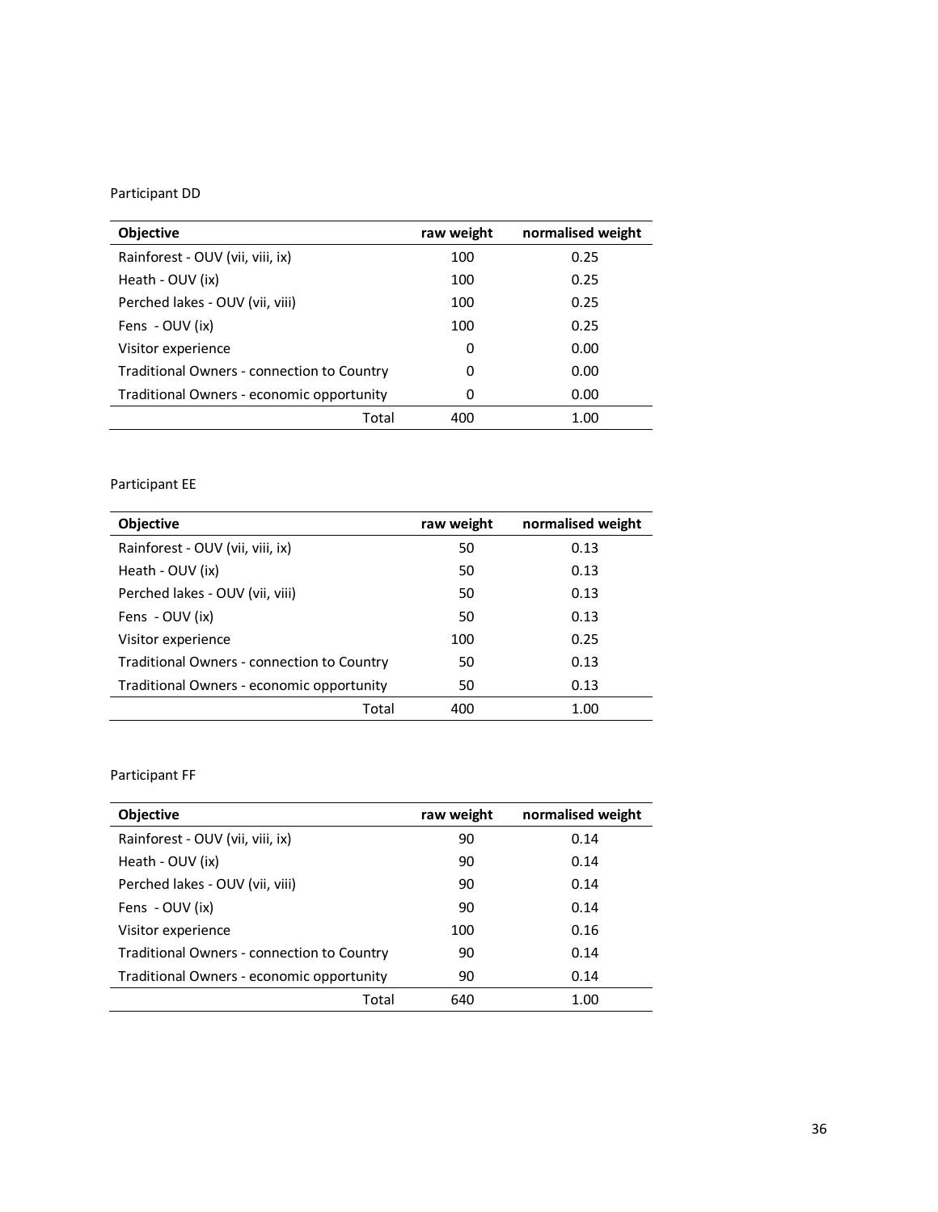Participant DD

| Objective | raw weight | normalised weight |
|---|---|---|
| Rainforest - OUV (vii, viii, ix) | 100 | 0.25 |
| Heath - OUV (ix) | 100 | 0.25 |
| Perched lakes - OUV (vii, viii) | 100 | 0.25 |
| Fens - OUV (ix) | 100 | 0.25 |
| Visitor experience | 0 | 0.00 |
| Traditional Owners - connection to Country | 0 | 0.00 |
| Traditional Owners - economic opportunity | 0 | 0.00 |
| Total | 400 | 1.00 |

Participant EE

| Objective | raw weight | normalised weight |
|---|---|---|
| Rainforest - OUV (vii, viii, ix) | 50 | 0.13 |
| Heath - OUV (ix) | 50 | 0.13 |
| Perched lakes - OUV (vii, viii) | 50 | 0.13 |
| Fens - OUV (ix) | 50 | 0.13 |
| Visitor experience | 100 | 0.25 |
| Traditional Owners - connection to Country | 50 | 0.13 |
| Traditional Owners - economic opportunity | 50 | 0.13 |
| Total | 400 | 1.00 |

Participant FF

| Objective | raw weight | normalised weight |
|---|---|---|
| Rainforest - OUV (vii, viii, ix) | 90 | 0.14 |
| Heath - OUV (ix) | 90 | 0.14 |
| Perched lakes - OUV (vii, viii) | 90 | 0.14 |
| Fens - OUV (ix) | 90 | 0.14 |
| Visitor experience | 100 | 0.16 |
| Traditional Owners - connection to Country | 90 | 0.14 |
| Traditional Owners - economic opportunity | 90 | 0.14 |
| Total | 640 | 1.00 |